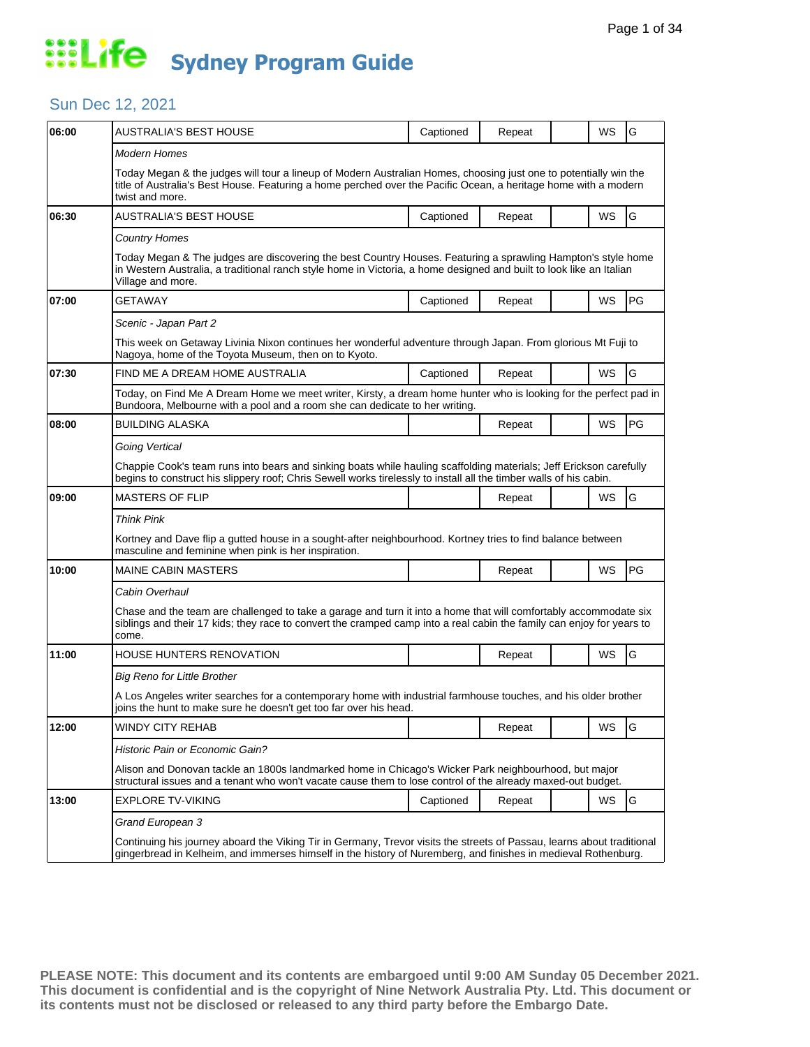# Life Sydney Program Guide

## Sun Dec 12, 2021

| Time | Program | Captioned | Repeat | | WS | Rating |
|---|---|---|---|---|---|---|
| 06:00 | AUSTRALIA'S BEST HOUSE | Captioned | Repeat | | WS | G |
| | *Modern Homes*<br>Today Megan & the judges will tour a lineup of Modern Australian Homes, choosing just one to potentially win the title of Australia's Best House. Featuring a home perched over the Pacific Ocean, a heritage home with a modern twist and more. | | | | | |
| 06:30 | AUSTRALIA'S BEST HOUSE | Captioned | Repeat | | WS | G |
| | *Country Homes*<br>Today Megan & The judges are discovering the best Country Houses. Featuring a sprawling Hampton's style home in Western Australia, a traditional ranch style home in Victoria, a home designed and built to look like an Italian Village and more. | | | | | |
| 07:00 | GETAWAY | Captioned | Repeat | | WS | PG |
| | *Scenic - Japan Part 2*<br>This week on Getaway Livinia Nixon continues her wonderful adventure through Japan. From glorious Mt Fuji to Nagoya, home of the Toyota Museum, then on to Kyoto. | | | | | |
| 07:30 | FIND ME A DREAM HOME AUSTRALIA | Captioned | Repeat | | WS | G |
| | Today, on Find Me A Dream Home we meet writer, Kirsty, a dream home hunter who is looking for the perfect pad in Bundoora, Melbourne with a pool and a room she can dedicate to her writing. | | | | | |
| 08:00 | BUILDING ALASKA | | Repeat | | WS | PG |
| | *Going Vertical*<br>Chappie Cook's team runs into bears and sinking boats while hauling scaffolding materials; Jeff Erickson carefully begins to construct his slippery roof; Chris Sewell works tirelessly to install all the timber walls of his cabin. | | | | | |
| 09:00 | MASTERS OF FLIP | | Repeat | | WS | G |
| | *Think Pink*<br>Kortney and Dave flip a gutted house in a sought-after neighbourhood. Kortney tries to find balance between masculine and feminine when pink is her inspiration. | | | | | |
| 10:00 | MAINE CABIN MASTERS | | Repeat | | WS | PG |
| | *Cabin Overhaul*<br>Chase and the team are challenged to take a garage and turn it into a home that will comfortably accommodate six siblings and their 17 kids; they race to convert the cramped camp into a real cabin the family can enjoy for years to come. | | | | | |
| 11:00 | HOUSE HUNTERS RENOVATION | | Repeat | | WS | G |
| | *Big Reno for Little Brother*<br>A Los Angeles writer searches for a contemporary home with industrial farmhouse touches, and his older brother joins the hunt to make sure he doesn't get too far over his head. | | | | | |
| 12:00 | WINDY CITY REHAB | | Repeat | | WS | G |
| | *Historic Pain or Economic Gain?*<br>Alison and Donovan tackle an 1800s landmarked home in Chicago's Wicker Park neighbourhood, but major structural issues and a tenant who won't vacate cause them to lose control of the already maxed-out budget. | | | | | |
| 13:00 | EXPLORE TV-VIKING | Captioned | Repeat | | WS | G |
| | *Grand European 3*<br>Continuing his journey aboard the Viking Tir in Germany, Trevor visits the streets of Passau, learns about traditional gingerbread in Kelheim, and immerses himself in the history of Nuremberg, and finishes in medieval Rothenburg. | | | | | |

**PLEASE NOTE: This document and its contents are embargoed until 9:00 AM Sunday 05 December 2021. This document is confidential and is the copyright of Nine Network Australia Pty. Ltd. This document or its contents must not be disclosed or released to any third party before the Embargo Date.**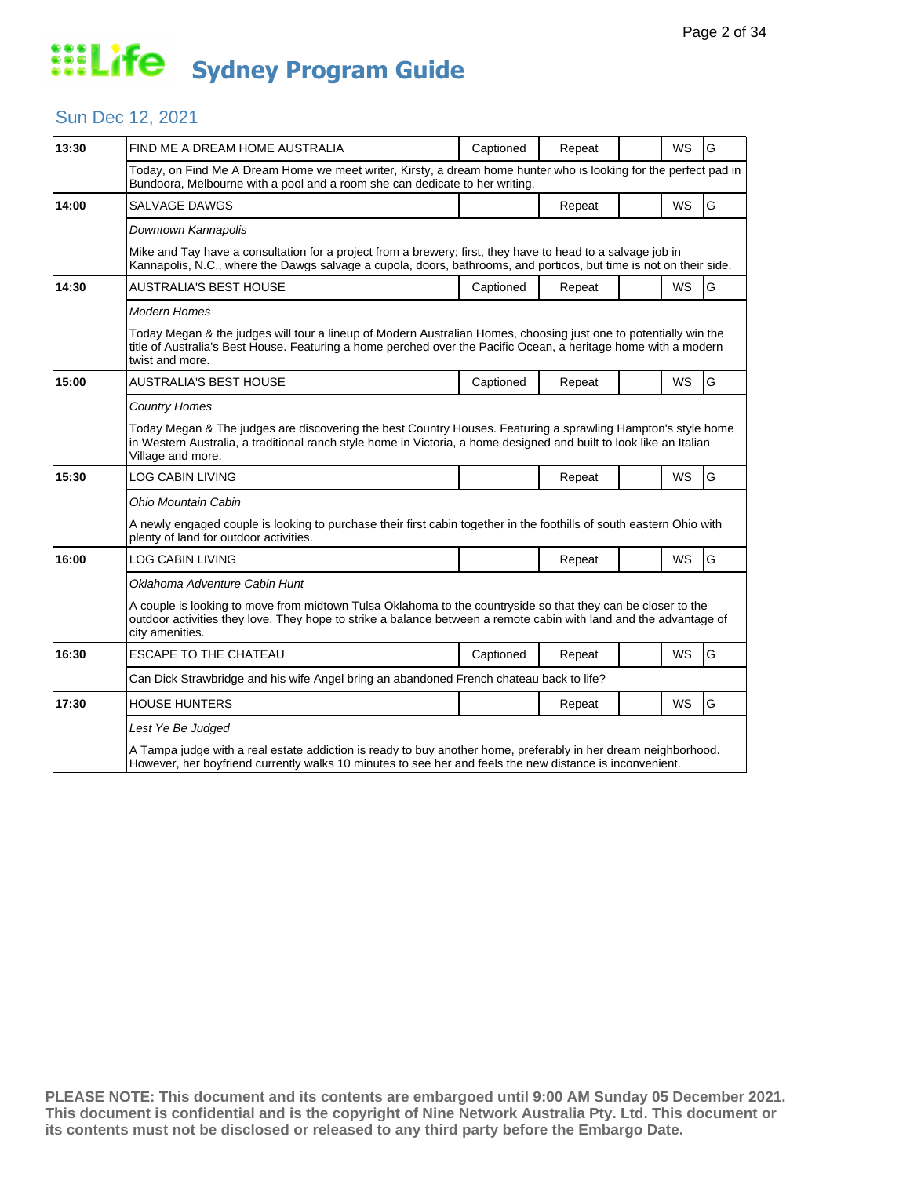# Life Sydney Program Guide

## Sun Dec 12, 2021

| Time | Program | Captioned | Repeat | | WS | Rating |
|---|---|---|---|---|---|---|
| 13:30 | FIND ME A DREAM HOME AUSTRALIA | Captioned | Repeat | | WS | G |
| | Today, on Find Me A Dream Home we meet writer, Kirsty, a dream home hunter who is looking for the perfect pad in Bundoora, Melbourne with a pool and a room she can dedicate to her writing. | | | | | |
| 14:00 | SALVAGE DAWGS | | Repeat | | WS | G |
| | *Downtown Kannapolis*<br>Mike and Tay have a consultation for a project from a brewery; first, they have to head to a salvage job in Kannapolis, N.C., where the Dawgs salvage a cupola, doors, bathrooms, and porticos, but time is not on their side. | | | | | |
| 14:30 | AUSTRALIA'S BEST HOUSE | Captioned | Repeat | | WS | G |
| | *Modern Homes*<br>Today Megan & the judges will tour a lineup of Modern Australian Homes, choosing just one to potentially win the title of Australia's Best House. Featuring a home perched over the Pacific Ocean, a heritage home with a modern twist and more. | | | | | |
| 15:00 | AUSTRALIA'S BEST HOUSE | Captioned | Repeat | | WS | G |
| | *Country Homes*<br>Today Megan & The judges are discovering the best Country Houses. Featuring a sprawling Hampton's style home in Western Australia, a traditional ranch style home in Victoria, a home designed and built to look like an Italian Village and more. | | | | | |
| 15:30 | LOG CABIN LIVING | | Repeat | | WS | G |
| | *Ohio Mountain Cabin*<br>A newly engaged couple is looking to purchase their first cabin together in the foothills of south eastern Ohio with plenty of land for outdoor activities. | | | | | |
| 16:00 | LOG CABIN LIVING | | Repeat | | WS | G |
| | *Oklahoma Adventure Cabin Hunt*<br>A couple is looking to move from midtown Tulsa Oklahoma to the countryside so that they can be closer to the outdoor activities they love. They hope to strike a balance between a remote cabin with land and the advantage of city amenities. | | | | | |
| 16:30 | ESCAPE TO THE CHATEAU | Captioned | Repeat | | WS | G |
| | Can Dick Strawbridge and his wife Angel bring an abandoned French chateau back to life? | | | | | |
| 17:30 | HOUSE HUNTERS | | Repeat | | WS | G |
| | *Lest Ye Be Judged*<br>A Tampa judge with a real estate addiction is ready to buy another home, preferably in her dream neighborhood. However, her boyfriend currently walks 10 minutes to see her and feels the new distance is inconvenient. | | | | | |

**PLEASE NOTE: This document and its contents are embargoed until 9:00 AM Sunday 05 December 2021. This document is confidential and is the copyright of Nine Network Australia Pty. Ltd. This document or its contents must not be disclosed or released to any third party before the Embargo Date.**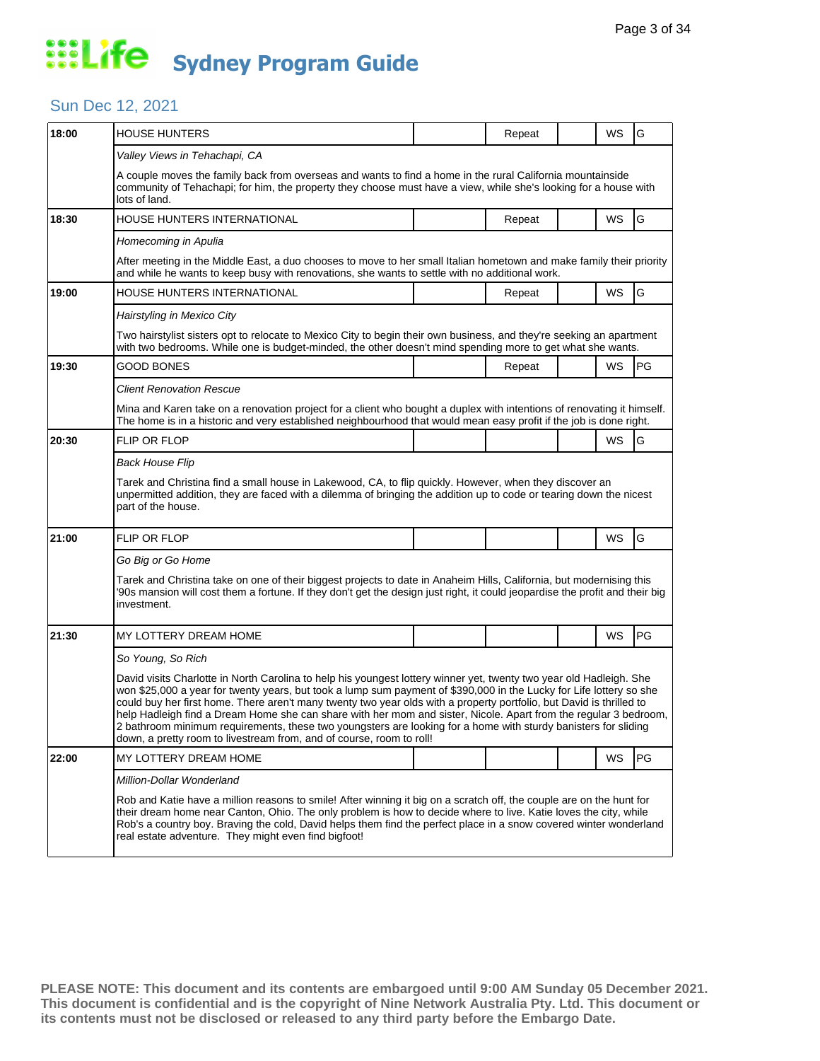# Life Sydney Program Guide

## Sun Dec 12, 2021

| Time | Program | | Repeat | | WS | Rating |
|---|---|---|---|---|---|---|
| 18:00 | HOUSE HUNTERS | | Repeat | | WS | G |
| | *Valley Views in Tehachapi, CA* | | | | | |
| | A couple moves the family back from overseas and wants to find a home in the rural California mountainside community of Tehachapi; for him, the property they choose must have a view, while she's looking for a house with lots of land. | | | | | |
| 18:30 | HOUSE HUNTERS INTERNATIONAL | | Repeat | | WS | G |
| | *Homecoming in Apulia* | | | | | |
| | After meeting in the Middle East, a duo chooses to move to her small Italian hometown and make family their priority and while he wants to keep busy with renovations, she wants to settle with no additional work. | | | | | |
| 19:00 | HOUSE HUNTERS INTERNATIONAL | | Repeat | | WS | G |
| | *Hairstyling in Mexico City* | | | | | |
| | Two hairstylist sisters opt to relocate to Mexico City to begin their own business, and they're seeking an apartment with two bedrooms. While one is budget-minded, the other doesn't mind spending more to get what she wants. | | | | | |
| 19:30 | GOOD BONES | | Repeat | | WS | PG |
| | *Client Renovation Rescue* | | | | | |
| | Mina and Karen take on a renovation project for a client who bought a duplex with intentions of renovating it himself. The home is in a historic and very established neighbourhood that would mean easy profit if the job is done right. | | | | | |
| 20:30 | FLIP OR FLOP | | | | WS | G |
| | *Back House Flip* | | | | | |
| | Tarek and Christina find a small house in Lakewood, CA, to flip quickly. However, when they discover an unpermitted addition, they are faced with a dilemma of bringing the addition up to code or tearing down the nicest part of the house. | | | | | |
| 21:00 | FLIP OR FLOP | | | | WS | G |
| | *Go Big or Go Home* | | | | | |
| | Tarek and Christina take on one of their biggest projects to date in Anaheim Hills, California, but modernising this '90s mansion will cost them a fortune. If they don't get the design just right, it could jeopardise the profit and their big investment. | | | | | |
| 21:30 | MY LOTTERY DREAM HOME | | | | WS | PG |
| | *So Young, So Rich* | | | | | |
| | David visits Charlotte in North Carolina to help his youngest lottery winner yet, twenty two year old Hadleigh. She won $25,000 a year for twenty years, but took a lump sum payment of $390,000 in the Lucky for Life lottery so she could buy her first home. There aren't many twenty two year olds with a property portfolio, but David is thrilled to help Hadleigh find a Dream Home she can share with her mom and sister, Nicole. Apart from the regular 3 bedroom, 2 bathroom minimum requirements, these two youngsters are looking for a home with sturdy banisters for sliding down, a pretty room to livestream from, and of course, room to roll! | | | | | |
| 22:00 | MY LOTTERY DREAM HOME | | | | WS | PG |
| | *Million-Dollar Wonderland* | | | | | |
| | Rob and Katie have a million reasons to smile! After winning it big on a scratch off, the couple are on the hunt for their dream home near Canton, Ohio. The only problem is how to decide where to live. Katie loves the city, while Rob's a country boy. Braving the cold, David helps them find the perfect place in a snow covered winter wonderland real estate adventure. They might even find bigfoot! | | | | | |

**PLEASE NOTE: This document and its contents are embargoed until 9:00 AM Sunday 05 December 2021. This document is confidential and is the copyright of Nine Network Australia Pty. Ltd. This document or its contents must not be disclosed or released to any third party before the Embargo Date.**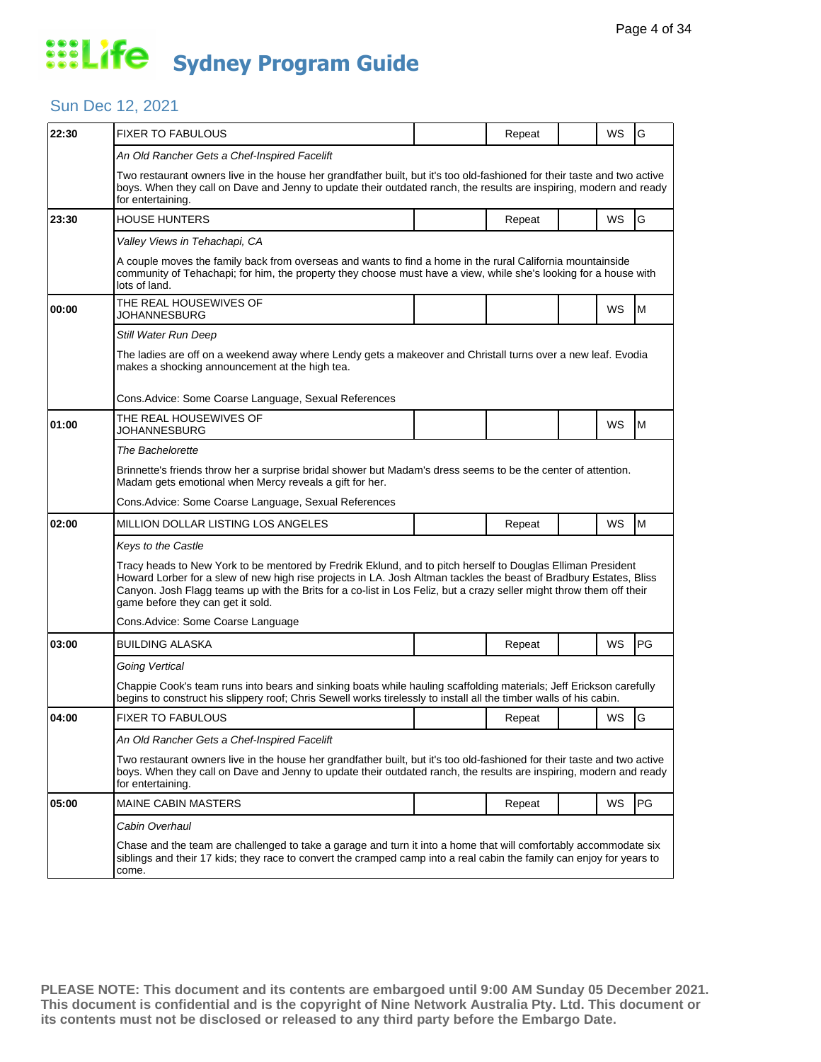# Life Sydney Program Guide

## Sun Dec 12, 2021

| Time | Program | | Repeat | | WS | Rating |
|---|---|---|---|---|---|---|
| 22:30 | FIXER TO FABULOUS | | Repeat | | WS | G |
| | *An Old Rancher Gets a Chef-Inspired Facelift* | | | | | |
| | Two restaurant owners live in the house her grandfather built, but it's too old-fashioned for their taste and two active boys. When they call on Dave and Jenny to update their outdated ranch, the results are inspiring, modern and ready for entertaining. | | | | | |
| 23:30 | HOUSE HUNTERS | | Repeat | | WS | G |
| | *Valley Views in Tehachapi, CA* | | | | | |
| | A couple moves the family back from overseas and wants to find a home in the rural California mountainside community of Tehachapi; for him, the property they choose must have a view, while she's looking for a house with lots of land. | | | | | |
| 00:00 | THE REAL HOUSEWIVES OF JOHANNESBURG | | | | WS | M |
| | *Still Water Run Deep* | | | | | |
| | The ladies are off on a weekend away where Lendy gets a makeover and Christall turns over a new leaf. Evodia makes a shocking announcement at the high tea. | | | | | |
| | Cons.Advice: Some Coarse Language, Sexual References | | | | | |
| 01:00 | THE REAL HOUSEWIVES OF JOHANNESBURG | | | | WS | M |
| | *The Bachelorette* | | | | | |
| | Brinnette's friends throw her a surprise bridal shower but Madam's dress seems to be the center of attention. Madam gets emotional when Mercy reveals a gift for her. | | | | | |
| | Cons.Advice: Some Coarse Language, Sexual References | | | | | |
| 02:00 | MILLION DOLLAR LISTING LOS ANGELES | | Repeat | | WS | M |
| | *Keys to the Castle* | | | | | |
| | Tracy heads to New York to be mentored by Fredrik Eklund, and to pitch herself to Douglas Elliman President Howard Lorber for a slew of new high rise projects in LA. Josh Altman tackles the beast of Bradbury Estates, Bliss Canyon. Josh Flagg teams up with the Brits for a co-list in Los Feliz, but a crazy seller might throw them off their game before they can get it sold. | | | | | |
| | Cons.Advice: Some Coarse Language | | | | | |
| 03:00 | BUILDING ALASKA | | Repeat | | WS | PG |
| | *Going Vertical* | | | | | |
| | Chappie Cook's team runs into bears and sinking boats while hauling scaffolding materials; Jeff Erickson carefully begins to construct his slippery roof; Chris Sewell works tirelessly to install all the timber walls of his cabin. | | | | | |
| 04:00 | FIXER TO FABULOUS | | Repeat | | WS | G |
| | *An Old Rancher Gets a Chef-Inspired Facelift* | | | | | |
| | Two restaurant owners live in the house her grandfather built, but it's too old-fashioned for their taste and two active boys. When they call on Dave and Jenny to update their outdated ranch, the results are inspiring, modern and ready for entertaining. | | | | | |
| 05:00 | MAINE CABIN MASTERS | | Repeat | | WS | PG |
| | *Cabin Overhaul* | | | | | |
| | Chase and the team are challenged to take a garage and turn it into a home that will comfortably accommodate six siblings and their 17 kids; they race to convert the cramped camp into a real cabin the family can enjoy for years to come. | | | | | |

**PLEASE NOTE: This document and its contents are embargoed until 9:00 AM Sunday 05 December 2021. This document is confidential and is the copyright of Nine Network Australia Pty. Ltd. This document or its contents must not be disclosed or released to any third party before the Embargo Date.**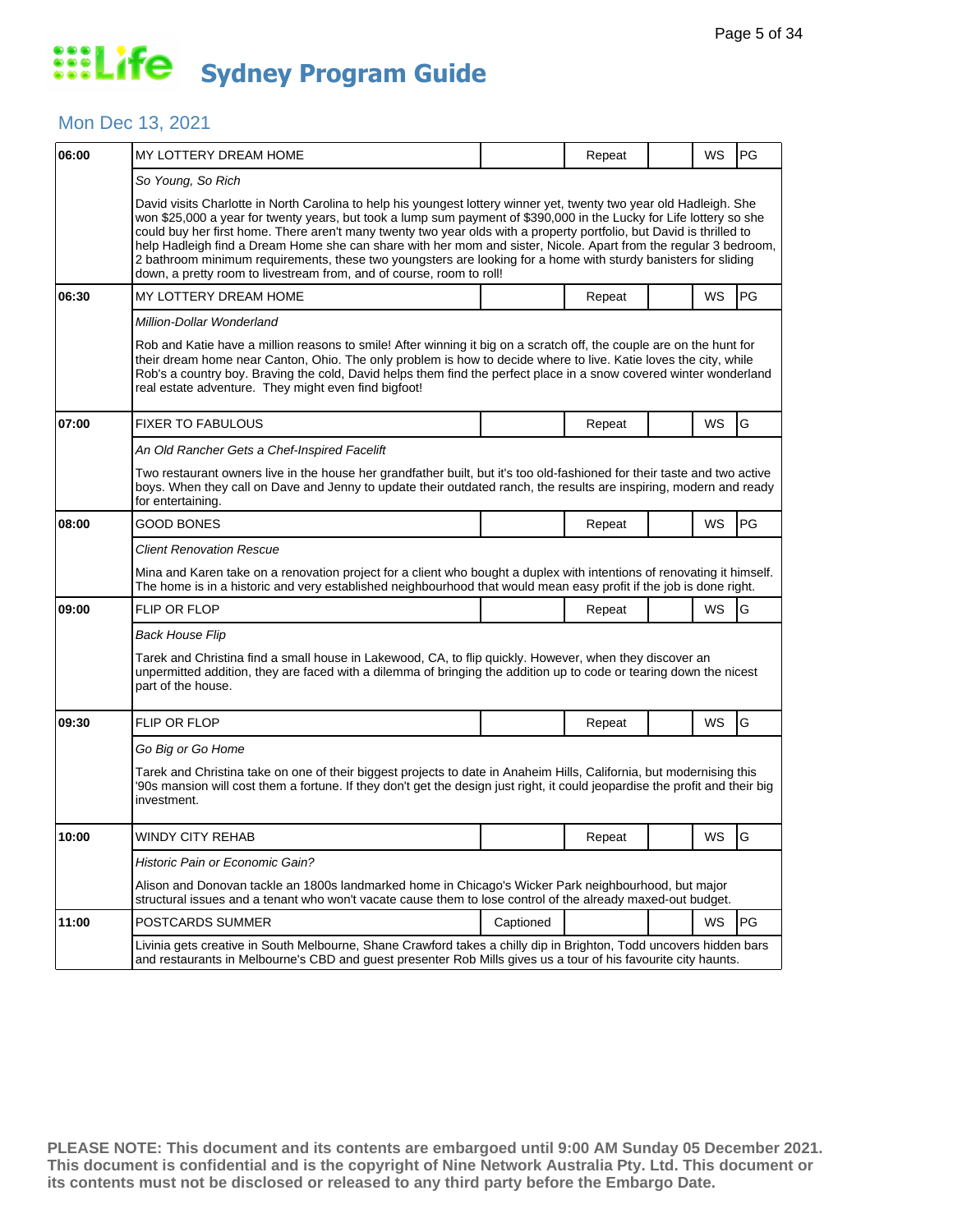# Life Sydney Program Guide

## Mon Dec 13, 2021

| Time | Program | Captioned | Repeat | | WS | Rating |
|---|---|---|---|---|---|---|
| 06:00 | MY LOTTERY DREAM HOME | | Repeat | | WS | PG |
| | *So Young, So Rich*<br>David visits Charlotte in North Carolina to help his youngest lottery winner yet, twenty two year old Hadleigh. She won $25,000 a year for twenty years, but took a lump sum payment of $390,000 in the Lucky for Life lottery so she could buy her first home. There aren't many twenty two year olds with a property portfolio, but David is thrilled to help Hadleigh find a Dream Home she can share with her mom and sister, Nicole. Apart from the regular 3 bedroom, 2 bathroom minimum requirements, these two youngsters are looking for a home with sturdy banisters for sliding down, a pretty room to livestream from, and of course, room to roll! | | | | | |
| 06:30 | MY LOTTERY DREAM HOME | | Repeat | | WS | PG |
| | *Million-Dollar Wonderland*<br>Rob and Katie have a million reasons to smile! After winning it big on a scratch off, the couple are on the hunt for their dream home near Canton, Ohio. The only problem is how to decide where to live. Katie loves the city, while Rob's a country boy. Braving the cold, David helps them find the perfect place in a snow covered winter wonderland real estate adventure. They might even find bigfoot! | | | | | |
| 07:00 | FIXER TO FABULOUS | | Repeat | | WS | G |
| | *An Old Rancher Gets a Chef-Inspired Facelift*<br>Two restaurant owners live in the house her grandfather built, but it's too old-fashioned for their taste and two active boys. When they call on Dave and Jenny to update their outdated ranch, the results are inspiring, modern and ready for entertaining. | | | | | |
| 08:00 | GOOD BONES | | Repeat | | WS | PG |
| | *Client Renovation Rescue*<br>Mina and Karen take on a renovation project for a client who bought a duplex with intentions of renovating it himself. The home is in a historic and very established neighbourhood that would mean easy profit if the job is done right. | | | | | |
| 09:00 | FLIP OR FLOP | | Repeat | | WS | G |
| | *Back House Flip*<br>Tarek and Christina find a small house in Lakewood, CA, to flip quickly. However, when they discover an unpermitted addition, they are faced with a dilemma of bringing the addition up to code or tearing down the nicest part of the house. | | | | | |
| 09:30 | FLIP OR FLOP | | Repeat | | WS | G |
| | *Go Big or Go Home*<br>Tarek and Christina take on one of their biggest projects to date in Anaheim Hills, California, but modernising this '90s mansion will cost them a fortune. If they don't get the design just right, it could jeopardise the profit and their big investment. | | | | | |
| 10:00 | WINDY CITY REHAB | | Repeat | | WS | G |
| | *Historic Pain or Economic Gain?*<br>Alison and Donovan tackle an 1800s landmarked home in Chicago's Wicker Park neighbourhood, but major structural issues and a tenant who won't vacate cause them to lose control of the already maxed-out budget. | | | | | |
| 11:00 | POSTCARDS SUMMER | Captioned | | | WS | PG |
| | Livinia gets creative in South Melbourne, Shane Crawford takes a chilly dip in Brighton, Todd uncovers hidden bars and restaurants in Melbourne's CBD and guest presenter Rob Mills gives us a tour of his favourite city haunts. | | | | | |

**PLEASE NOTE: This document and its contents are embargoed until 9:00 AM Sunday 05 December 2021. This document is confidential and is the copyright of Nine Network Australia Pty. Ltd. This document or its contents must not be disclosed or released to any third party before the Embargo Date.**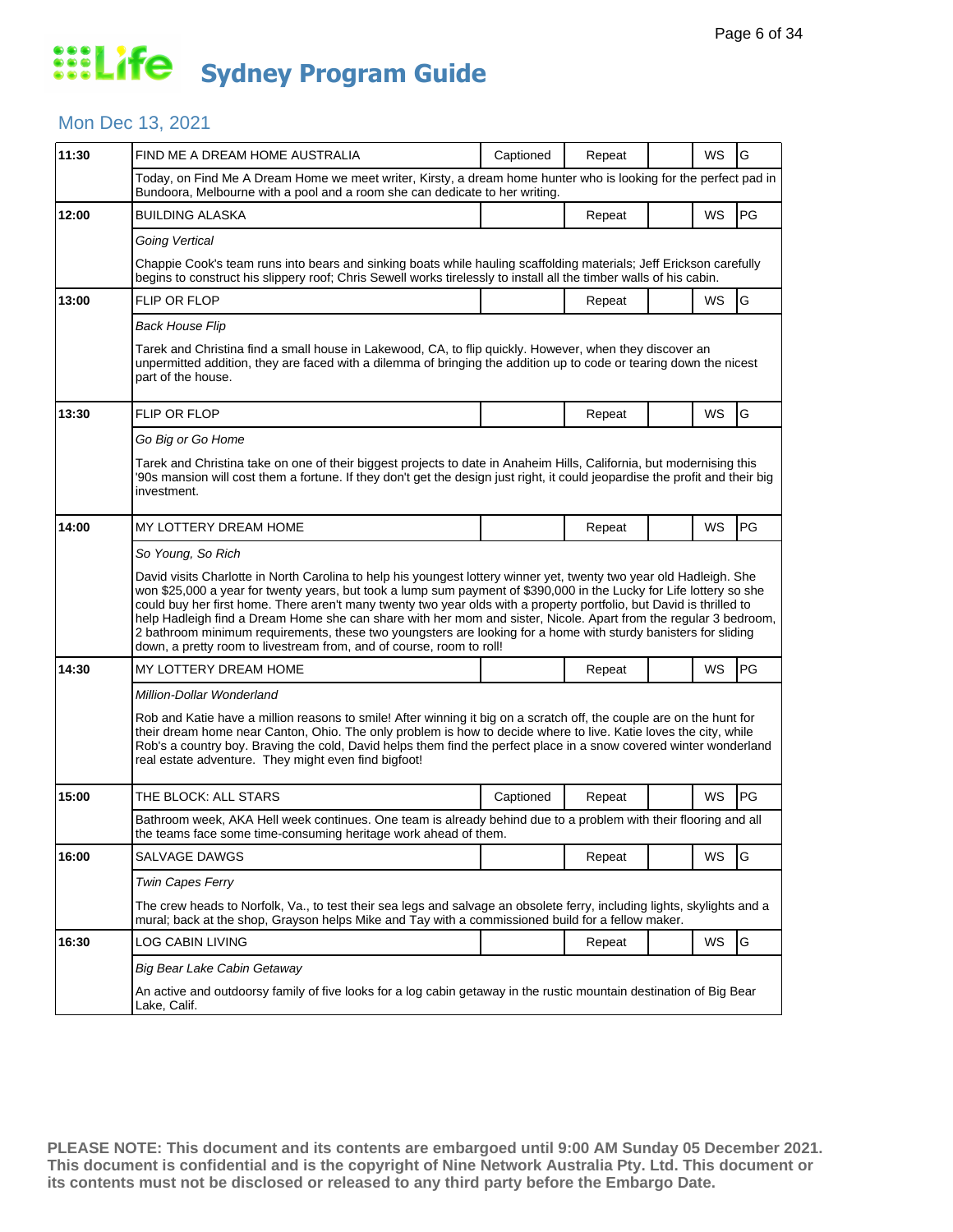# Life Sydney Program Guide

## Mon Dec 13, 2021

| Time | Program | Captioned | Repeat | | WS | Rating |
|---|---|---|---|---|---|---|
| 11:30 | FIND ME A DREAM HOME AUSTRALIA | Captioned | Repeat | | WS | G |
| | Today, on Find Me A Dream Home we meet writer, Kirsty, a dream home hunter who is looking for the perfect pad in Bundoora, Melbourne with a pool and a room she can dedicate to her writing. | | | | | |
| 12:00 | BUILDING ALASKA | | Repeat | | WS | PG |
| | *Going Vertical*<br><br>Chappie Cook's team runs into bears and sinking boats while hauling scaffolding materials; Jeff Erickson carefully begins to construct his slippery roof; Chris Sewell works tirelessly to install all the timber walls of his cabin. | | | | | |
| 13:00 | FLIP OR FLOP | | Repeat | | WS | G |
| | *Back House Flip*<br><br>Tarek and Christina find a small house in Lakewood, CA, to flip quickly. However, when they discover an unpermitted addition, they are faced with a dilemma of bringing the addition up to code or tearing down the nicest part of the house. | | | | | |
| 13:30 | FLIP OR FLOP | | Repeat | | WS | G |
| | *Go Big or Go Home*<br><br>Tarek and Christina take on one of their biggest projects to date in Anaheim Hills, California, but modernising this '90s mansion will cost them a fortune. If they don't get the design just right, it could jeopardise the profit and their big investment. | | | | | |
| 14:00 | MY LOTTERY DREAM HOME | | Repeat | | WS | PG |
| | *So Young, So Rich*<br><br>David visits Charlotte in North Carolina to help his youngest lottery winner yet, twenty two year old Hadleigh. She won $25,000 a year for twenty years, but took a lump sum payment of $390,000 in the Lucky for Life lottery so she could buy her first home. There aren't many twenty two year olds with a property portfolio, but David is thrilled to help Hadleigh find a Dream Home she can share with her mom and sister, Nicole. Apart from the regular 3 bedroom, 2 bathroom minimum requirements, these two youngsters are looking for a home with sturdy banisters for sliding down, a pretty room to livestream from, and of course, room to roll! | | | | | |
| 14:30 | MY LOTTERY DREAM HOME | | Repeat | | WS | PG |
| | *Million-Dollar Wonderland*<br><br>Rob and Katie have a million reasons to smile! After winning it big on a scratch off, the couple are on the hunt for their dream home near Canton, Ohio. The only problem is how to decide where to live. Katie loves the city, while Rob's a country boy. Braving the cold, David helps them find the perfect place in a snow covered winter wonderland real estate adventure. They might even find bigfoot! | | | | | |
| 15:00 | THE BLOCK: ALL STARS | Captioned | Repeat | | WS | PG |
| | Bathroom week, AKA Hell week continues. One team is already behind due to a problem with their flooring and all the teams face some time-consuming heritage work ahead of them. | | | | | |
| 16:00 | SALVAGE DAWGS | | Repeat | | WS | G |
| | *Twin Capes Ferry*<br><br>The crew heads to Norfolk, Va., to test their sea legs and salvage an obsolete ferry, including lights, skylights and a mural; back at the shop, Grayson helps Mike and Tay with a commissioned build for a fellow maker. | | | | | |
| 16:30 | LOG CABIN LIVING | | Repeat | | WS | G |
| | *Big Bear Lake Cabin Getaway*<br><br>An active and outdoorsy family of five looks for a log cabin getaway in the rustic mountain destination of Big Bear Lake, Calif. | | | | | |

**PLEASE NOTE: This document and its contents are embargoed until 9:00 AM Sunday 05 December 2021. This document is confidential and is the copyright of Nine Network Australia Pty. Ltd. This document or its contents must not be disclosed or released to any third party before the Embargo Date.**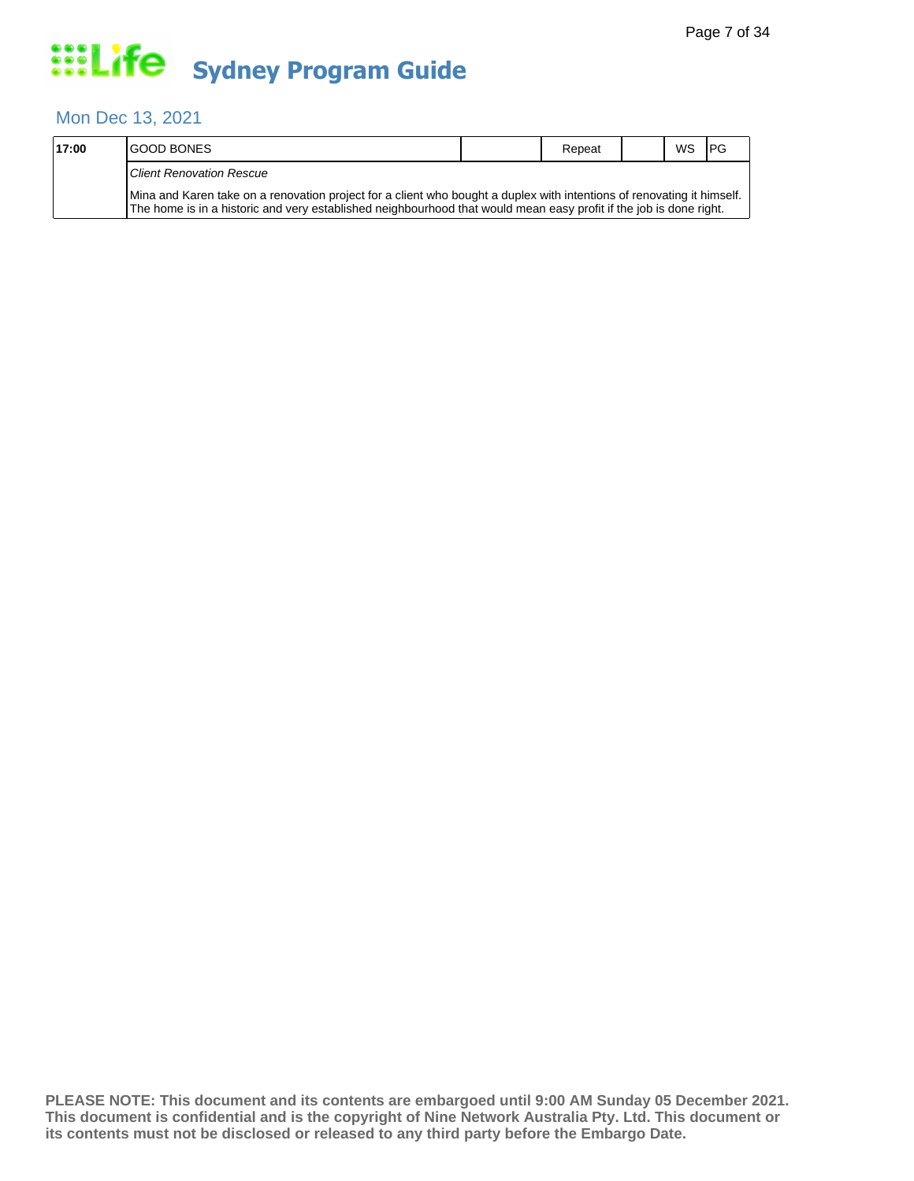# Life Sydney Program Guide

## Mon Dec 13, 2021

| | | | | | | |
|---|---|---|---|---|---|---|
| **17:00** | GOOD BONES | | Repeat | | WS | PG |
| | *Client Renovation Rescue*<br><br>Mina and Karen take on a renovation project for a client who bought a duplex with intentions of renovating it himself. The home is in a historic and very established neighbourhood that would mean easy profit if the job is done right. | | | | | |

**PLEASE NOTE: This document and its contents are embargoed until 9:00 AM Sunday 05 December 2021. This document is confidential and is the copyright of Nine Network Australia Pty. Ltd. This document or its contents must not be disclosed or released to any third party before the Embargo Date.**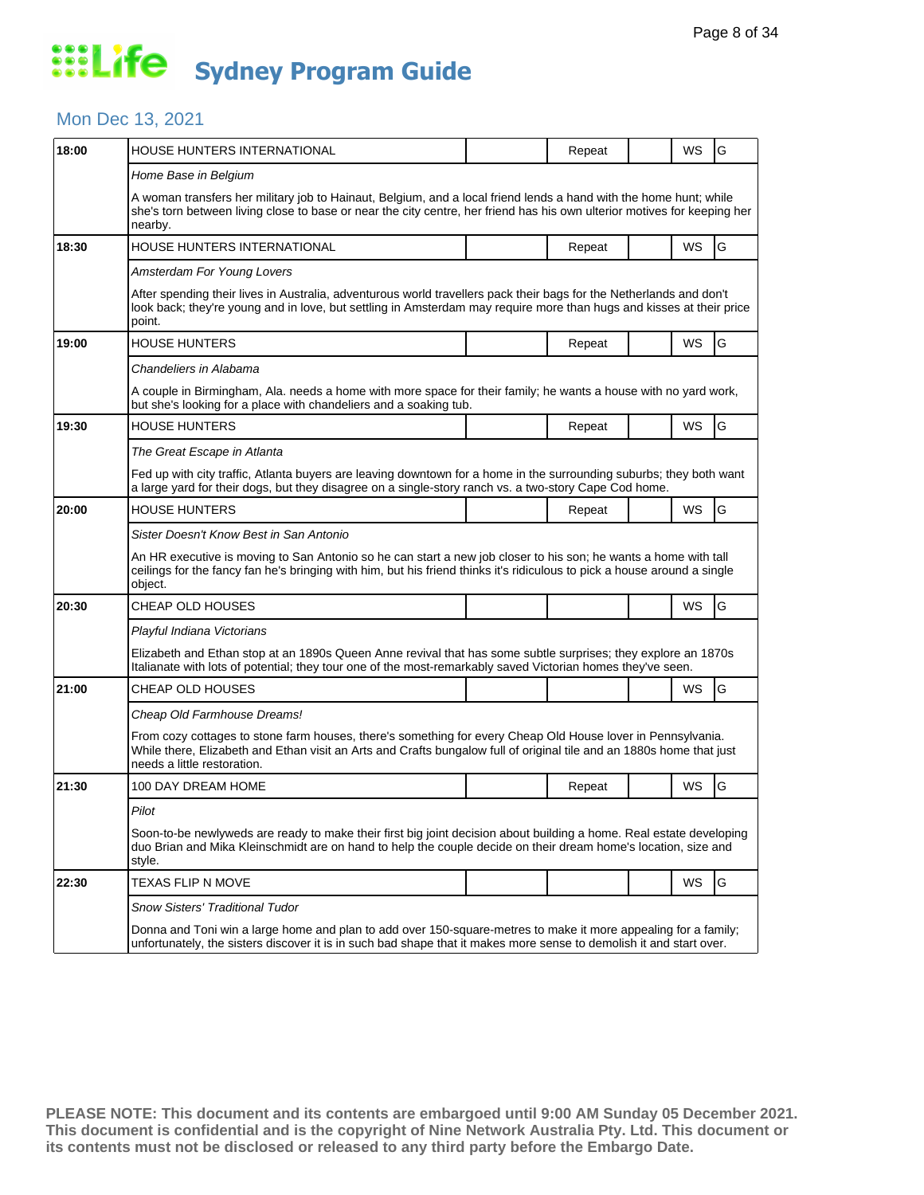# Life Sydney Program Guide

## Mon Dec 13, 2021

| Time | Program | | Repeat | | WS | Rating |
|---|---|---|---|---|---|---|
| 18:00 | HOUSE HUNTERS INTERNATIONAL | | Repeat | | WS | G |
| | *Home Base in Belgium* | | | | | |
| | A woman transfers her military job to Hainaut, Belgium, and a local friend lends a hand with the home hunt; while she's torn between living close to base or near the city centre, her friend has his own ulterior motives for keeping her nearby. | | | | | |
| 18:30 | HOUSE HUNTERS INTERNATIONAL | | Repeat | | WS | G |
| | *Amsterdam For Young Lovers* | | | | | |
| | After spending their lives in Australia, adventurous world travellers pack their bags for the Netherlands and don't look back; they're young and in love, but settling in Amsterdam may require more than hugs and kisses at their price point. | | | | | |
| 19:00 | HOUSE HUNTERS | | Repeat | | WS | G |
| | *Chandeliers in Alabama* | | | | | |
| | A couple in Birmingham, Ala. needs a home with more space for their family; he wants a house with no yard work, but she's looking for a place with chandeliers and a soaking tub. | | | | | |
| 19:30 | HOUSE HUNTERS | | Repeat | | WS | G |
| | *The Great Escape in Atlanta* | | | | | |
| | Fed up with city traffic, Atlanta buyers are leaving downtown for a home in the surrounding suburbs; they both want a large yard for their dogs, but they disagree on a single-story ranch vs. a two-story Cape Cod home. | | | | | |
| 20:00 | HOUSE HUNTERS | | Repeat | | WS | G |
| | *Sister Doesn't Know Best in San Antonio* | | | | | |
| | An HR executive is moving to San Antonio so he can start a new job closer to his son; he wants a home with tall ceilings for the fancy fan he's bringing with him, but his friend thinks it's ridiculous to pick a house around a single object. | | | | | |
| 20:30 | CHEAP OLD HOUSES | | | | WS | G |
| | *Playful Indiana Victorians* | | | | | |
| | Elizabeth and Ethan stop at an 1890s Queen Anne revival that has some subtle surprises; they explore an 1870s Italianate with lots of potential; they tour one of the most-remarkably saved Victorian homes they've seen. | | | | | |
| 21:00 | CHEAP OLD HOUSES | | | | WS | G |
| | *Cheap Old Farmhouse Dreams!* | | | | | |
| | From cozy cottages to stone farm houses, there's something for every Cheap Old House lover in Pennsylvania. While there, Elizabeth and Ethan visit an Arts and Crafts bungalow full of original tile and an 1880s home that just needs a little restoration. | | | | | |
| 21:30 | 100 DAY DREAM HOME | | Repeat | | WS | G |
| | *Pilot* | | | | | |
| | Soon-to-be newlyweds are ready to make their first big joint decision about building a home. Real estate developing duo Brian and Mika Kleinschmidt are on hand to help the couple decide on their dream home's location, size and style. | | | | | |
| 22:30 | TEXAS FLIP N MOVE | | | | WS | G |
| | *Snow Sisters' Traditional Tudor* | | | | | |
| | Donna and Toni win a large home and plan to add over 150-square-metres to make it more appealing for a family; unfortunately, the sisters discover it is in such bad shape that it makes more sense to demolish it and start over. | | | | | |

**PLEASE NOTE: This document and its contents are embargoed until 9:00 AM Sunday 05 December 2021. This document is confidential and is the copyright of Nine Network Australia Pty. Ltd. This document or its contents must not be disclosed or released to any third party before the Embargo Date.**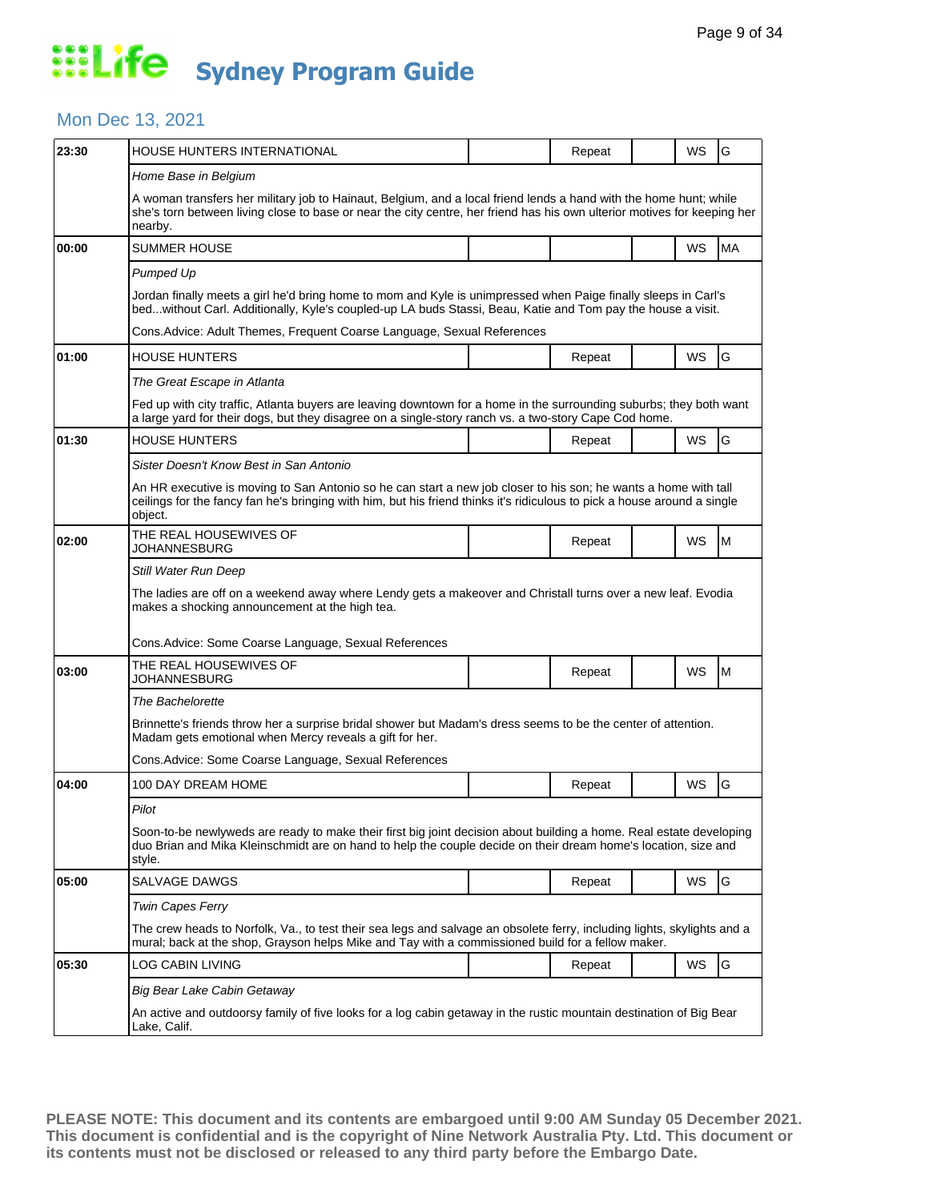# Life Sydney Program Guide

## Mon Dec 13, 2021

| Time | Program | | Repeat | | WS | Rating |
|---|---|---|---|---|---|---|
| 23:30 | HOUSE HUNTERS INTERNATIONAL | | Repeat | | WS | G |
| | *Home Base in Belgium* | | | | | |
| | A woman transfers her military job to Hainaut, Belgium, and a local friend lends a hand with the home hunt; while she's torn between living close to base or near the city centre, her friend has his own ulterior motives for keeping her nearby. | | | | | |
| 00:00 | SUMMER HOUSE | | | | WS | MA |
| | *Pumped Up* | | | | | |
| | Jordan finally meets a girl he'd bring home to mom and Kyle is unimpressed when Paige finally sleeps in Carl's bed...without Carl. Additionally, Kyle's coupled-up LA buds Stassi, Beau, Katie and Tom pay the house a visit. | | | | | |
| | Cons.Advice: Adult Themes, Frequent Coarse Language, Sexual References | | | | | |
| 01:00 | HOUSE HUNTERS | | Repeat | | WS | G |
| | *The Great Escape in Atlanta* | | | | | |
| | Fed up with city traffic, Atlanta buyers are leaving downtown for a home in the surrounding suburbs; they both want a large yard for their dogs, but they disagree on a single-story ranch vs. a two-story Cape Cod home. | | | | | |
| 01:30 | HOUSE HUNTERS | | Repeat | | WS | G |
| | *Sister Doesn't Know Best in San Antonio* | | | | | |
| | An HR executive is moving to San Antonio so he can start a new job closer to his son; he wants a home with tall ceilings for the fancy fan he's bringing with him, but his friend thinks it's ridiculous to pick a house around a single object. | | | | | |
| 02:00 | THE REAL HOUSEWIVES OF JOHANNESBURG | | Repeat | | WS | M |
| | *Still Water Run Deep* | | | | | |
| | The ladies are off on a weekend away where Lendy gets a makeover and Christall turns over a new leaf. Evodia makes a shocking announcement at the high tea. | | | | | |
| | Cons.Advice: Some Coarse Language, Sexual References | | | | | |
| 03:00 | THE REAL HOUSEWIVES OF JOHANNESBURG | | Repeat | | WS | M |
| | *The Bachelorette* | | | | | |
| | Brinnette's friends throw her a surprise bridal shower but Madam's dress seems to be the center of attention. Madam gets emotional when Mercy reveals a gift for her. | | | | | |
| | Cons.Advice: Some Coarse Language, Sexual References | | | | | |
| 04:00 | 100 DAY DREAM HOME | | Repeat | | WS | G |
| | *Pilot* | | | | | |
| | Soon-to-be newlyweds are ready to make their first big joint decision about building a home. Real estate developing duo Brian and Mika Kleinschmidt are on hand to help the couple decide on their dream home's location, size and style. | | | | | |
| 05:00 | SALVAGE DAWGS | | Repeat | | WS | G |
| | *Twin Capes Ferry* | | | | | |
| | The crew heads to Norfolk, Va., to test their sea legs and salvage an obsolete ferry, including lights, skylights and a mural; back at the shop, Grayson helps Mike and Tay with a commissioned build for a fellow maker. | | | | | |
| 05:30 | LOG CABIN LIVING | | Repeat | | WS | G |
| | *Big Bear Lake Cabin Getaway* | | | | | |
| | An active and outdoorsy family of five looks for a log cabin getaway in the rustic mountain destination of Big Bear Lake, Calif. | | | | | |

**PLEASE NOTE: This document and its contents are embargoed until 9:00 AM Sunday 05 December 2021. This document is confidential and is the copyright of Nine Network Australia Pty. Ltd. This document or its contents must not be disclosed or released to any third party before the Embargo Date.**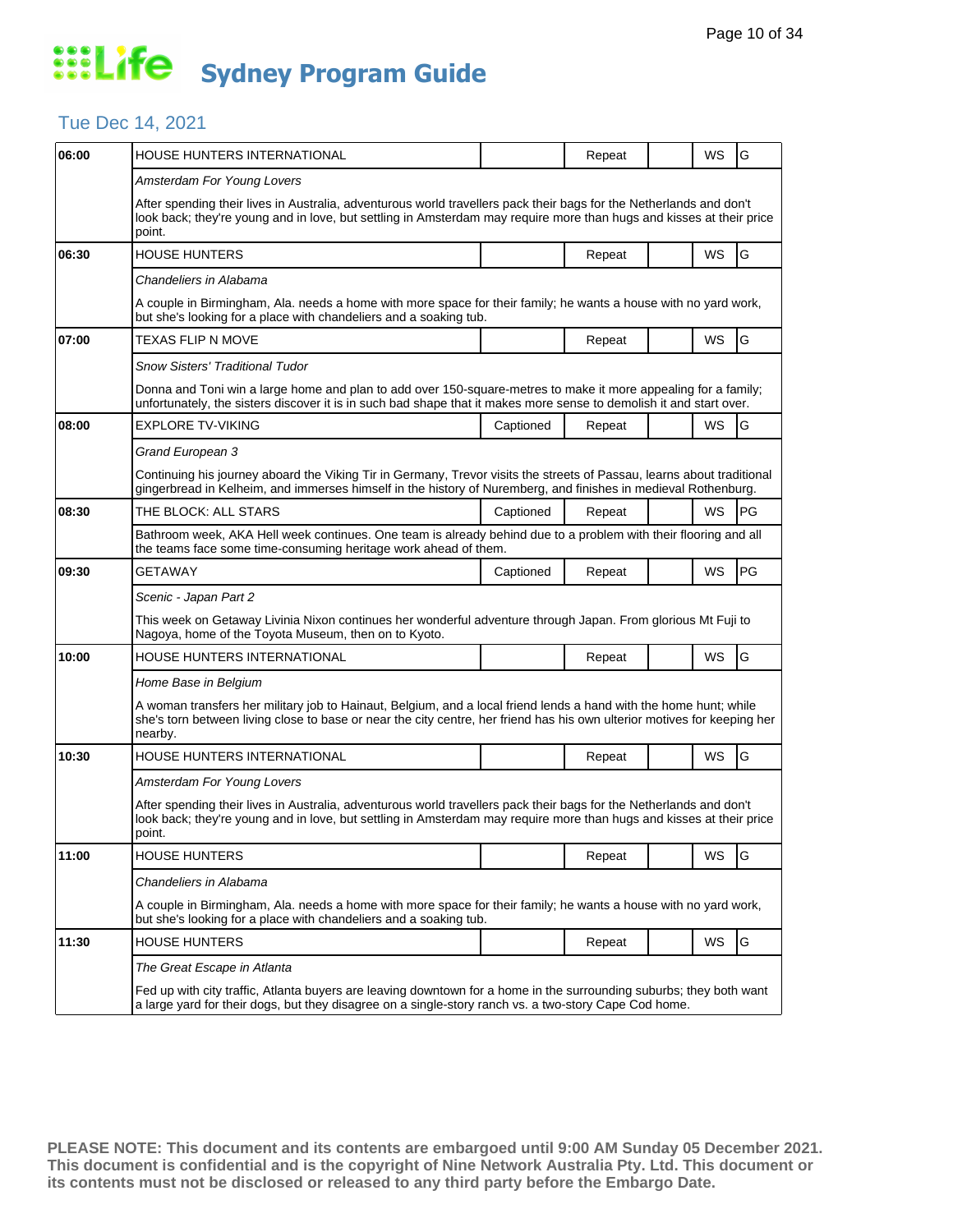# Life Sydney Program Guide

## Tue Dec 14, 2021

| Time | Program | Captioned | Repeat | | WS | Rating |
|---|---|---|---|---|---|---|
| 06:00 | HOUSE HUNTERS INTERNATIONAL | | Repeat | | WS | G |
| | *Amsterdam For Young Lovers* | | | | | |
| | After spending their lives in Australia, adventurous world travellers pack their bags for the Netherlands and don't look back; they're young and in love, but settling in Amsterdam may require more than hugs and kisses at their price point. | | | | | |
| 06:30 | HOUSE HUNTERS | | Repeat | | WS | G |
| | *Chandeliers in Alabama* | | | | | |
| | A couple in Birmingham, Ala. needs a home with more space for their family; he wants a house with no yard work, but she's looking for a place with chandeliers and a soaking tub. | | | | | |
| 07:00 | TEXAS FLIP N MOVE | | Repeat | | WS | G |
| | *Snow Sisters' Traditional Tudor* | | | | | |
| | Donna and Toni win a large home and plan to add over 150-square-metres to make it more appealing for a family; unfortunately, the sisters discover it is in such bad shape that it makes more sense to demolish it and start over. | | | | | |
| 08:00 | EXPLORE TV-VIKING | Captioned | Repeat | | WS | G |
| | *Grand European 3* | | | | | |
| | Continuing his journey aboard the Viking Tir in Germany, Trevor visits the streets of Passau, learns about traditional gingerbread in Kelheim, and immerses himself in the history of Nuremberg, and finishes in medieval Rothenburg. | | | | | |
| 08:30 | THE BLOCK: ALL STARS | Captioned | Repeat | | WS | PG |
| | Bathroom week, AKA Hell week continues. One team is already behind due to a problem with their flooring and all the teams face some time-consuming heritage work ahead of them. | | | | | |
| 09:30 | GETAWAY | Captioned | Repeat | | WS | PG |
| | *Scenic - Japan Part 2* | | | | | |
| | This week on Getaway Livinia Nixon continues her wonderful adventure through Japan. From glorious Mt Fuji to Nagoya, home of the Toyota Museum, then on to Kyoto. | | | | | |
| 10:00 | HOUSE HUNTERS INTERNATIONAL | | Repeat | | WS | G |
| | *Home Base in Belgium* | | | | | |
| | A woman transfers her military job to Hainaut, Belgium, and a local friend lends a hand with the home hunt; while she's torn between living close to base or near the city centre, her friend has his own ulterior motives for keeping her nearby. | | | | | |
| 10:30 | HOUSE HUNTERS INTERNATIONAL | | Repeat | | WS | G |
| | *Amsterdam For Young Lovers* | | | | | |
| | After spending their lives in Australia, adventurous world travellers pack their bags for the Netherlands and don't look back; they're young and in love, but settling in Amsterdam may require more than hugs and kisses at their price point. | | | | | |
| 11:00 | HOUSE HUNTERS | | Repeat | | WS | G |
| | *Chandeliers in Alabama* | | | | | |
| | A couple in Birmingham, Ala. needs a home with more space for their family; he wants a house with no yard work, but she's looking for a place with chandeliers and a soaking tub. | | | | | |
| 11:30 | HOUSE HUNTERS | | Repeat | | WS | G |
| | *The Great Escape in Atlanta* | | | | | |
| | Fed up with city traffic, Atlanta buyers are leaving downtown for a home in the surrounding suburbs; they both want a large yard for their dogs, but they disagree on a single-story ranch vs. a two-story Cape Cod home. | | | | | |

**PLEASE NOTE: This document and its contents are embargoed until 9:00 AM Sunday 05 December 2021. This document is confidential and is the copyright of Nine Network Australia Pty. Ltd. This document or its contents must not be disclosed or released to any third party before the Embargo Date.**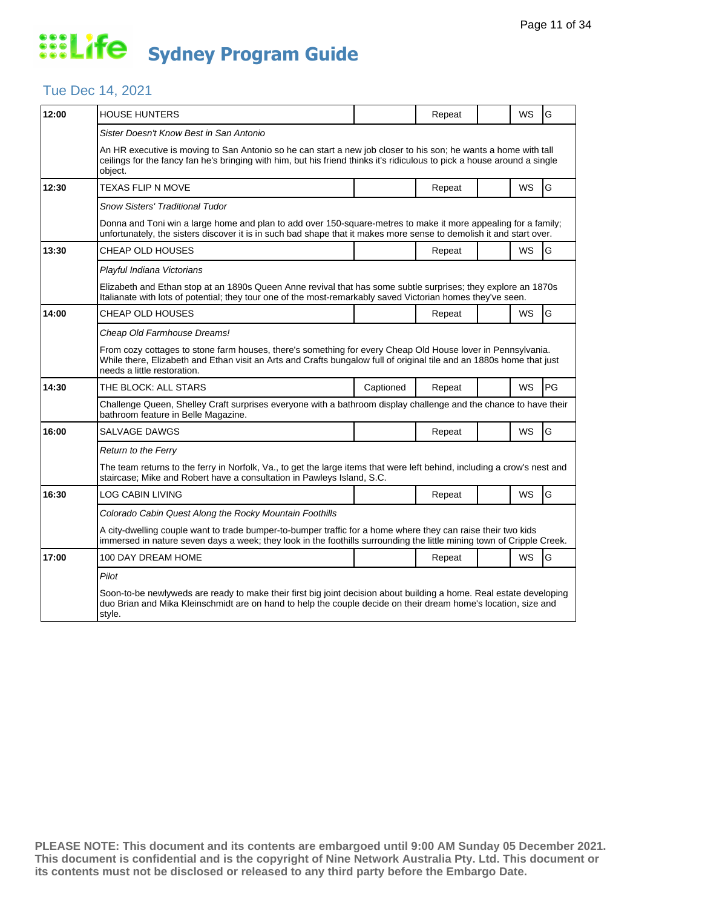# Life Sydney Program Guide

## Tue Dec 14, 2021

| Time | Program | Captioned | Repeat | | WS | Rating |
|---|---|---|---|---|---|---|
| 12:00 | HOUSE HUNTERS | | Repeat | | WS | G |
| | *Sister Doesn't Know Best in San Antonio* | | | | | |
| | An HR executive is moving to San Antonio so he can start a new job closer to his son; he wants a home with tall ceilings for the fancy fan he's bringing with him, but his friend thinks it's ridiculous to pick a house around a single object. | | | | | |
| 12:30 | TEXAS FLIP N MOVE | | Repeat | | WS | G |
| | *Snow Sisters' Traditional Tudor* | | | | | |
| | Donna and Toni win a large home and plan to add over 150-square-metres to make it more appealing for a family; unfortunately, the sisters discover it is in such bad shape that it makes more sense to demolish it and start over. | | | | | |
| 13:30 | CHEAP OLD HOUSES | | Repeat | | WS | G |
| | *Playful Indiana Victorians* | | | | | |
| | Elizabeth and Ethan stop at an 1890s Queen Anne revival that has some subtle surprises; they explore an 1870s Italianate with lots of potential; they tour one of the most-remarkably saved Victorian homes they've seen. | | | | | |
| 14:00 | CHEAP OLD HOUSES | | Repeat | | WS | G |
| | *Cheap Old Farmhouse Dreams!* | | | | | |
| | From cozy cottages to stone farm houses, there's something for every Cheap Old House lover in Pennsylvania. While there, Elizabeth and Ethan visit an Arts and Crafts bungalow full of original tile and an 1880s home that just needs a little restoration. | | | | | |
| 14:30 | THE BLOCK: ALL STARS | Captioned | Repeat | | WS | PG |
| | Challenge Queen, Shelley Craft surprises everyone with a bathroom display challenge and the chance to have their bathroom feature in Belle Magazine. | | | | | |
| 16:00 | SALVAGE DAWGS | | Repeat | | WS | G |
| | *Return to the Ferry* | | | | | |
| | The team returns to the ferry in Norfolk, Va., to get the large items that were left behind, including a crow's nest and staircase; Mike and Robert have a consultation in Pawleys Island, S.C. | | | | | |
| 16:30 | LOG CABIN LIVING | | Repeat | | WS | G |
| | *Colorado Cabin Quest Along the Rocky Mountain Foothills* | | | | | |
| | A city-dwelling couple want to trade bumper-to-bumper traffic for a home where they can raise their two kids immersed in nature seven days a week; they look in the foothills surrounding the little mining town of Cripple Creek. | | | | | |
| 17:00 | 100 DAY DREAM HOME | | Repeat | | WS | G |
| | *Pilot* | | | | | |
| | Soon-to-be newlyweds are ready to make their first big joint decision about building a home. Real estate developing duo Brian and Mika Kleinschmidt are on hand to help the couple decide on their dream home's location, size and style. | | | | | |

**PLEASE NOTE: This document and its contents are embargoed until 9:00 AM Sunday 05 December 2021. This document is confidential and is the copyright of Nine Network Australia Pty. Ltd. This document or its contents must not be disclosed or released to any third party before the Embargo Date.**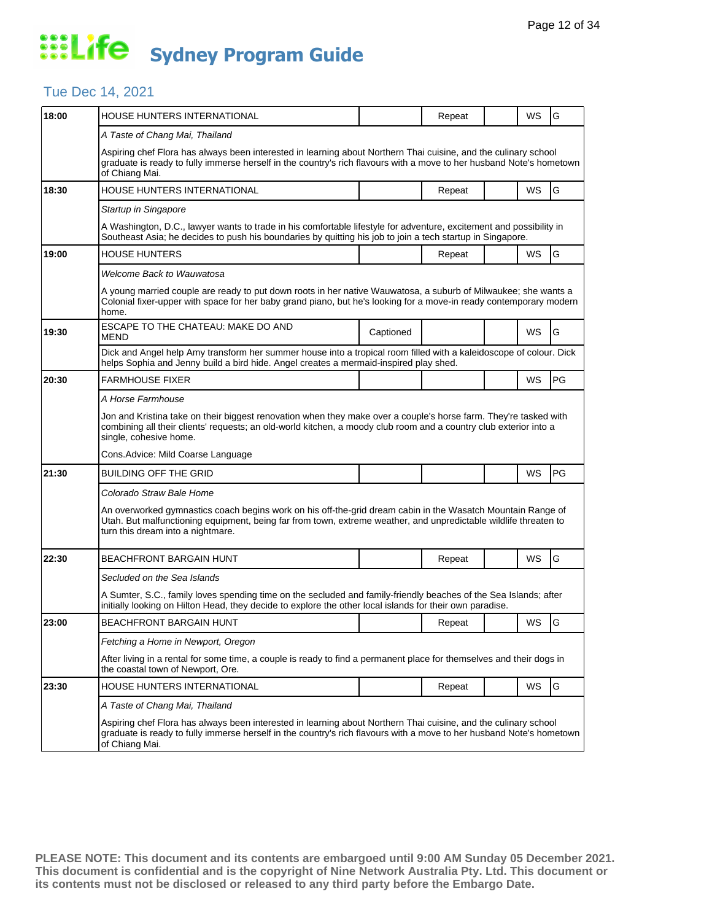# Life Sydney Program Guide

## Tue Dec 14, 2021

| Time | Program | Captioned | Repeat | | WS | Rating |
|---|---|---|---|---|---|---|
| 18:00 | HOUSE HUNTERS INTERNATIONAL | | Repeat | | WS | G |
| | *A Taste of Chang Mai, Thailand* | | | | | |
| | Aspiring chef Flora has always been interested in learning about Northern Thai cuisine, and the culinary school graduate is ready to fully immerse herself in the country's rich flavours with a move to her husband Note's hometown of Chiang Mai. | | | | | |
| 18:30 | HOUSE HUNTERS INTERNATIONAL | | Repeat | | WS | G |
| | *Startup in Singapore* | | | | | |
| | A Washington, D.C., lawyer wants to trade in his comfortable lifestyle for adventure, excitement and possibility in Southeast Asia; he decides to push his boundaries by quitting his job to join a tech startup in Singapore. | | | | | |
| 19:00 | HOUSE HUNTERS | | Repeat | | WS | G |
| | *Welcome Back to Wauwatosa* | | | | | |
| | A young married couple are ready to put down roots in her native Wauwatosa, a suburb of Milwaukee; she wants a Colonial fixer-upper with space for her baby grand piano, but he's looking for a move-in ready contemporary modern home. | | | | | |
| 19:30 | ESCAPE TO THE CHATEAU: MAKE DO AND MEND | Captioned | | | WS | G |
| | Dick and Angel help Amy transform her summer house into a tropical room filled with a kaleidoscope of colour. Dick helps Sophia and Jenny build a bird hide. Angel creates a mermaid-inspired play shed. | | | | | |
| 20:30 | FARMHOUSE FIXER | | | | WS | PG |
| | *A Horse Farmhouse* | | | | | |
| | Jon and Kristina take on their biggest renovation when they make over a couple's horse farm. They're tasked with combining all their clients' requests; an old-world kitchen, a moody club room and a country club exterior into a single, cohesive home. | | | | | |
| | Cons.Advice: Mild Coarse Language | | | | | |
| 21:30 | BUILDING OFF THE GRID | | | | WS | PG |
| | *Colorado Straw Bale Home* | | | | | |
| | An overworked gymnastics coach begins work on his off-the-grid dream cabin in the Wasatch Mountain Range of Utah. But malfunctioning equipment, being far from town, extreme weather, and unpredictable wildlife threaten to turn this dream into a nightmare. | | | | | |
| 22:30 | BEACHFRONT BARGAIN HUNT | | Repeat | | WS | G |
| | *Secluded on the Sea Islands* | | | | | |
| | A Sumter, S.C., family loves spending time on the secluded and family-friendly beaches of the Sea Islands; after initially looking on Hilton Head, they decide to explore the other local islands for their own paradise. | | | | | |
| 23:00 | BEACHFRONT BARGAIN HUNT | | Repeat | | WS | G |
| | *Fetching a Home in Newport, Oregon* | | | | | |
| | After living in a rental for some time, a couple is ready to find a permanent place for themselves and their dogs in the coastal town of Newport, Ore. | | | | | |
| 23:30 | HOUSE HUNTERS INTERNATIONAL | | Repeat | | WS | G |
| | *A Taste of Chang Mai, Thailand* | | | | | |
| | Aspiring chef Flora has always been interested in learning about Northern Thai cuisine, and the culinary school graduate is ready to fully immerse herself in the country's rich flavours with a move to her husband Note's hometown of Chiang Mai. | | | | | |

**PLEASE NOTE: This document and its contents are embargoed until 9:00 AM Sunday 05 December 2021. This document is confidential and is the copyright of Nine Network Australia Pty. Ltd. This document or its contents must not be disclosed or released to any third party before the Embargo Date.**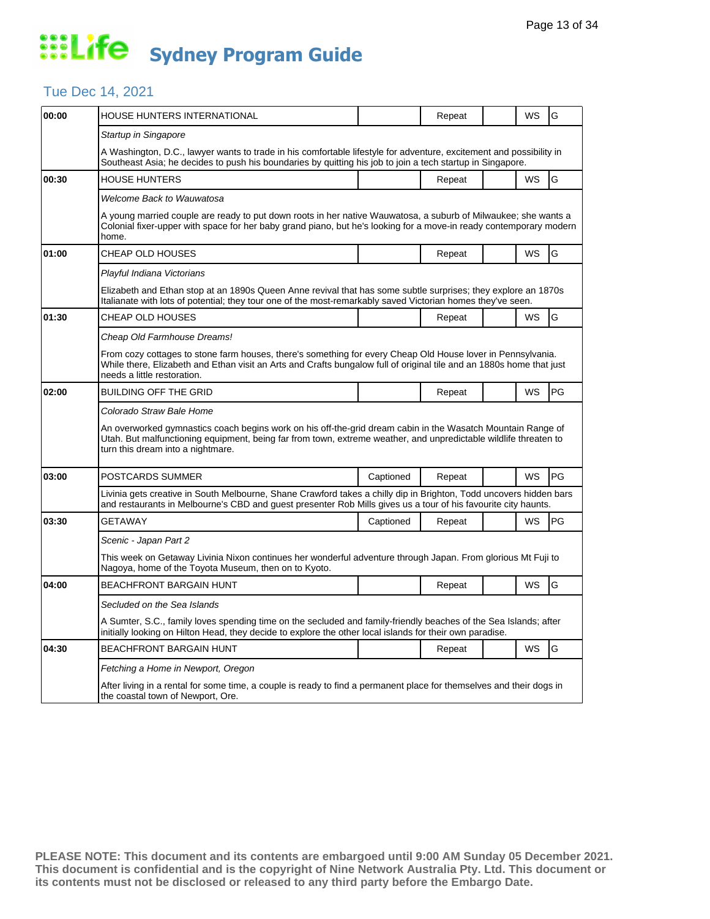# Life Sydney Program Guide

## Tue Dec 14, 2021

| Time | Program | Captioned | Repeat | | WS | Rating |
|---|---|---|---|---|---|---|
| 00:00 | HOUSE HUNTERS INTERNATIONAL | | Repeat | | WS | G |
| | *Startup in Singapore* | | | | | |
| | A Washington, D.C., lawyer wants to trade in his comfortable lifestyle for adventure, excitement and possibility in Southeast Asia; he decides to push his boundaries by quitting his job to join a tech startup in Singapore. | | | | | |
| 00:30 | HOUSE HUNTERS | | Repeat | | WS | G |
| | *Welcome Back to Wauwatosa* | | | | | |
| | A young married couple are ready to put down roots in her native Wauwatosa, a suburb of Milwaukee; she wants a Colonial fixer-upper with space for her baby grand piano, but he's looking for a move-in ready contemporary modern home. | | | | | |
| 01:00 | CHEAP OLD HOUSES | | Repeat | | WS | G |
| | *Playful Indiana Victorians* | | | | | |
| | Elizabeth and Ethan stop at an 1890s Queen Anne revival that has some subtle surprises; they explore an 1870s Italianate with lots of potential; they tour one of the most-remarkably saved Victorian homes they've seen. | | | | | |
| 01:30 | CHEAP OLD HOUSES | | Repeat | | WS | G |
| | *Cheap Old Farmhouse Dreams!* | | | | | |
| | From cozy cottages to stone farm houses, there's something for every Cheap Old House lover in Pennsylvania. While there, Elizabeth and Ethan visit an Arts and Crafts bungalow full of original tile and an 1880s home that just needs a little restoration. | | | | | |
| 02:00 | BUILDING OFF THE GRID | | Repeat | | WS | PG |
| | *Colorado Straw Bale Home* | | | | | |
| | An overworked gymnastics coach begins work on his off-the-grid dream cabin in the Wasatch Mountain Range of Utah. But malfunctioning equipment, being far from town, extreme weather, and unpredictable wildlife threaten to turn this dream into a nightmare. | | | | | |
| 03:00 | POSTCARDS SUMMER | Captioned | Repeat | | WS | PG |
| | Livinia gets creative in South Melbourne, Shane Crawford takes a chilly dip in Brighton, Todd uncovers hidden bars and restaurants in Melbourne's CBD and guest presenter Rob Mills gives us a tour of his favourite city haunts. | | | | | |
| 03:30 | GETAWAY | Captioned | Repeat | | WS | PG |
| | *Scenic - Japan Part 2* | | | | | |
| | This week on Getaway Livinia Nixon continues her wonderful adventure through Japan. From glorious Mt Fuji to Nagoya, home of the Toyota Museum, then on to Kyoto. | | | | | |
| 04:00 | BEACHFRONT BARGAIN HUNT | | Repeat | | WS | G |
| | *Secluded on the Sea Islands* | | | | | |
| | A Sumter, S.C., family loves spending time on the secluded and family-friendly beaches of the Sea Islands; after initially looking on Hilton Head, they decide to explore the other local islands for their own paradise. | | | | | |
| 04:30 | BEACHFRONT BARGAIN HUNT | | Repeat | | WS | G |
| | *Fetching a Home in Newport, Oregon* | | | | | |
| | After living in a rental for some time, a couple is ready to find a permanent place for themselves and their dogs in the coastal town of Newport, Ore. | | | | | |

**PLEASE NOTE: This document and its contents are embargoed until 9:00 AM Sunday 05 December 2021. This document is confidential and is the copyright of Nine Network Australia Pty. Ltd. This document or its contents must not be disclosed or released to any third party before the Embargo Date.**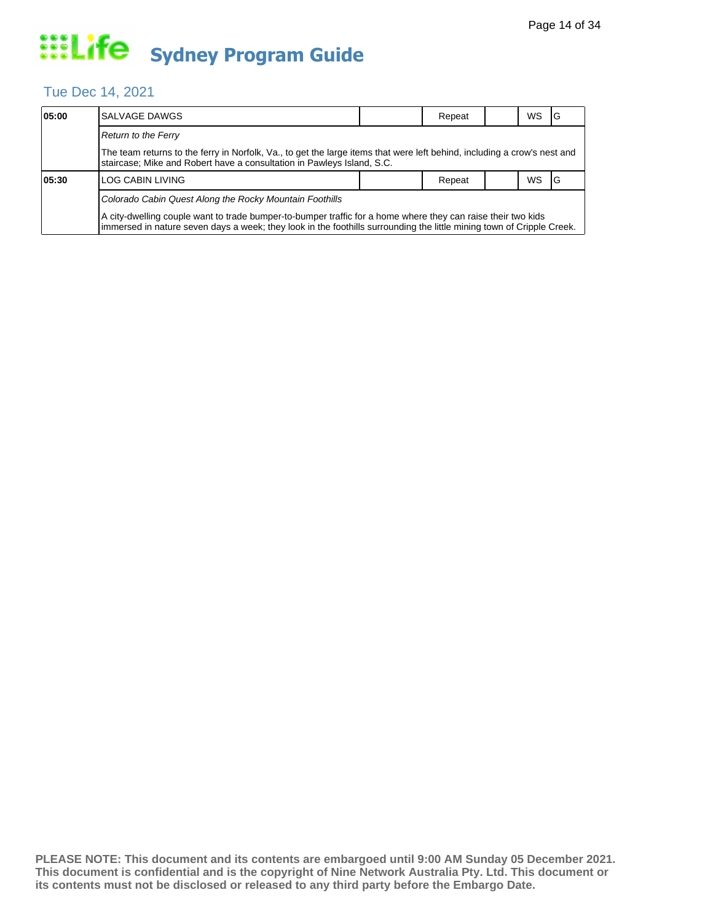# Sydney Program Guide

## Tue Dec 14, 2021

| 05:00 | SALVAGE DAWGS | | Repeat | | WS | G |
|---|---|---|---|---|---|---|
| | *Return to the Ferry* | | | | | |
| | The team returns to the ferry in Norfolk, Va., to get the large items that were left behind, including a crow's nest and staircase; Mike and Robert have a consultation in Pawleys Island, S.C. | | | | | |
| 05:30 | LOG CABIN LIVING | | Repeat | | WS | G |
| | *Colorado Cabin Quest Along the Rocky Mountain Foothills* | | | | | |
| | A city-dwelling couple want to trade bumper-to-bumper traffic for a home where they can raise their two kids immersed in nature seven days a week; they look in the foothills surrounding the little mining town of Cripple Creek. | | | | | |

**PLEASE NOTE: This document and its contents are embargoed until 9:00 AM Sunday 05 December 2021. This document is confidential and is the copyright of Nine Network Australia Pty. Ltd. This document or its contents must not be disclosed or released to any third party before the Embargo Date.**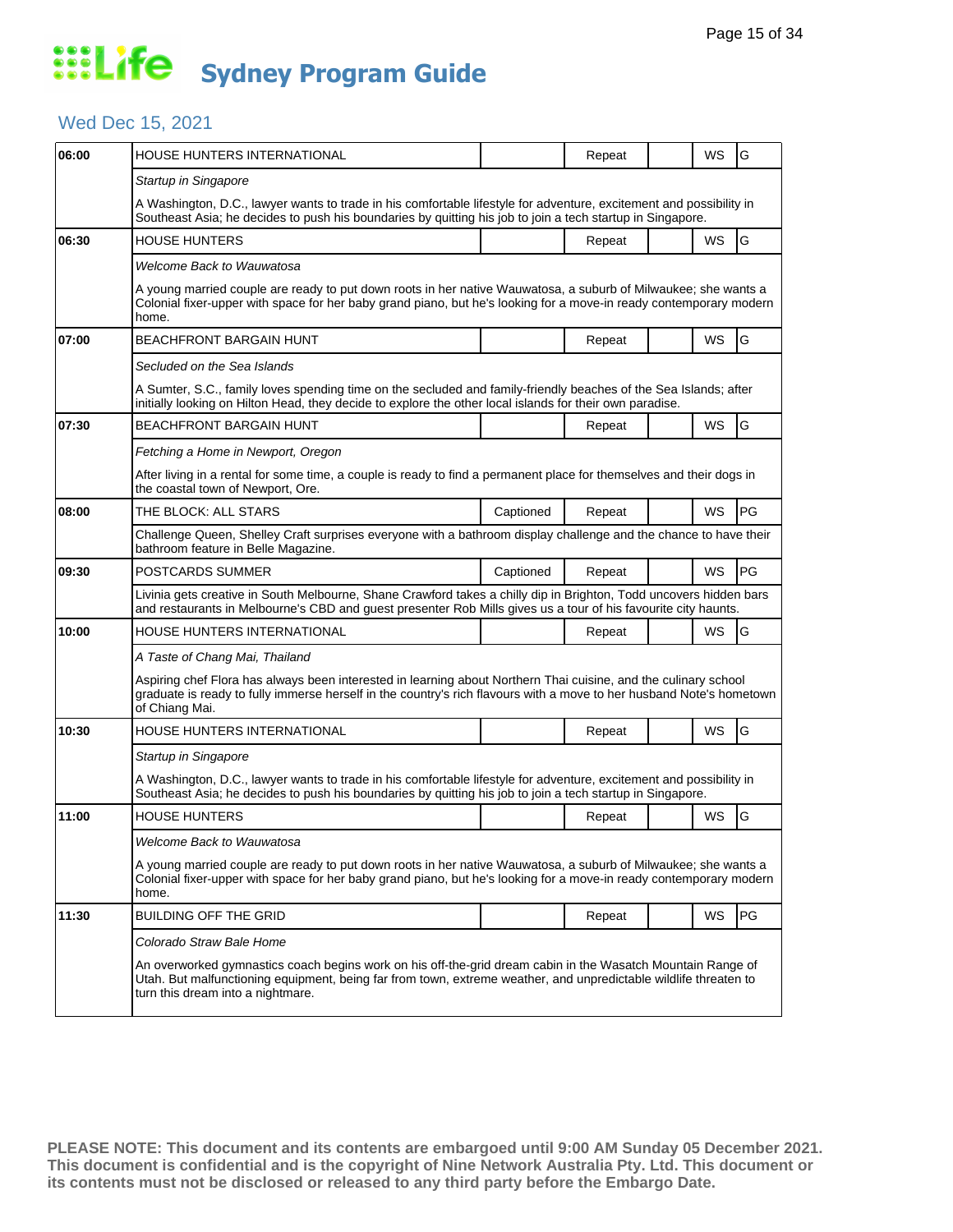# Life Sydney Program Guide

## Wed Dec 15, 2021

| Time | Program | Captioned | Repeat | | WS | Rating |
|---|---|---|---|---|---|---|
| 06:00 | HOUSE HUNTERS INTERNATIONAL | | Repeat | | WS | G |
| | *Startup in Singapore* | | | | | |
| | A Washington, D.C., lawyer wants to trade in his comfortable lifestyle for adventure, excitement and possibility in Southeast Asia; he decides to push his boundaries by quitting his job to join a tech startup in Singapore. | | | | | |
| 06:30 | HOUSE HUNTERS | | Repeat | | WS | G |
| | *Welcome Back to Wauwatosa* | | | | | |
| | A young married couple are ready to put down roots in her native Wauwatosa, a suburb of Milwaukee; she wants a Colonial fixer-upper with space for her baby grand piano, but he's looking for a move-in ready contemporary modern home. | | | | | |
| 07:00 | BEACHFRONT BARGAIN HUNT | | Repeat | | WS | G |
| | *Secluded on the Sea Islands* | | | | | |
| | A Sumter, S.C., family loves spending time on the secluded and family-friendly beaches of the Sea Islands; after initially looking on Hilton Head, they decide to explore the other local islands for their own paradise. | | | | | |
| 07:30 | BEACHFRONT BARGAIN HUNT | | Repeat | | WS | G |
| | *Fetching a Home in Newport, Oregon* | | | | | |
| | After living in a rental for some time, a couple is ready to find a permanent place for themselves and their dogs in the coastal town of Newport, Ore. | | | | | |
| 08:00 | THE BLOCK: ALL STARS | Captioned | Repeat | | WS | PG |
| | Challenge Queen, Shelley Craft surprises everyone with a bathroom display challenge and the chance to have their bathroom feature in Belle Magazine. | | | | | |
| 09:30 | POSTCARDS SUMMER | Captioned | Repeat | | WS | PG |
| | Livinia gets creative in South Melbourne, Shane Crawford takes a chilly dip in Brighton, Todd uncovers hidden bars and restaurants in Melbourne's CBD and guest presenter Rob Mills gives us a tour of his favourite city haunts. | | | | | |
| 10:00 | HOUSE HUNTERS INTERNATIONAL | | Repeat | | WS | G |
| | *A Taste of Chang Mai, Thailand* | | | | | |
| | Aspiring chef Flora has always been interested in learning about Northern Thai cuisine, and the culinary school graduate is ready to fully immerse herself in the country's rich flavours with a move to her husband Note's hometown of Chiang Mai. | | | | | |
| 10:30 | HOUSE HUNTERS INTERNATIONAL | | Repeat | | WS | G |
| | *Startup in Singapore* | | | | | |
| | A Washington, D.C., lawyer wants to trade in his comfortable lifestyle for adventure, excitement and possibility in Southeast Asia; he decides to push his boundaries by quitting his job to join a tech startup in Singapore. | | | | | |
| 11:00 | HOUSE HUNTERS | | Repeat | | WS | G |
| | *Welcome Back to Wauwatosa* | | | | | |
| | A young married couple are ready to put down roots in her native Wauwatosa, a suburb of Milwaukee; she wants a Colonial fixer-upper with space for her baby grand piano, but he's looking for a move-in ready contemporary modern home. | | | | | |
| 11:30 | BUILDING OFF THE GRID | | Repeat | | WS | PG |
| | *Colorado Straw Bale Home* | | | | | |
| | An overworked gymnastics coach begins work on his off-the-grid dream cabin in the Wasatch Mountain Range of Utah. But malfunctioning equipment, being far from town, extreme weather, and unpredictable wildlife threaten to turn this dream into a nightmare. | | | | | |

**PLEASE NOTE: This document and its contents are embargoed until 9:00 AM Sunday 05 December 2021. This document is confidential and is the copyright of Nine Network Australia Pty. Ltd. This document or its contents must not be disclosed or released to any third party before the Embargo Date.**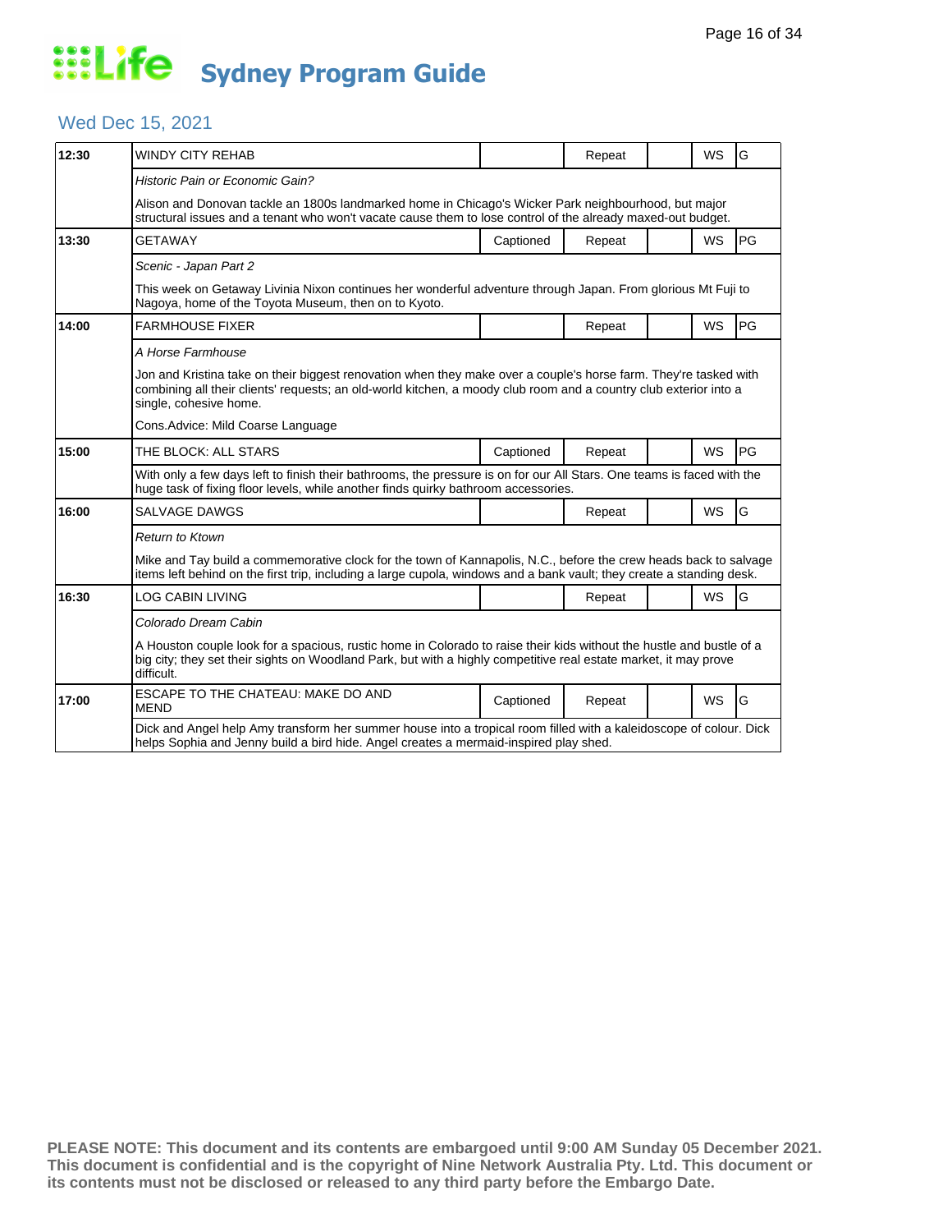# Life Sydney Program Guide

## Wed Dec 15, 2021

| Time | Program | Captioned | Repeat | | WS | Rating |
|---|---|---|---|---|---|---|
| 12:30 | WINDY CITY REHAB | | Repeat | | WS | G |
| | *Historic Pain or Economic Gain?* | | | | | |
| | Alison and Donovan tackle an 1800s landmarked home in Chicago's Wicker Park neighbourhood, but major structural issues and a tenant who won't vacate cause them to lose control of the already maxed-out budget. | | | | | |
| 13:30 | GETAWAY | Captioned | Repeat | | WS | PG |
| | *Scenic - Japan Part 2* | | | | | |
| | This week on Getaway Livinia Nixon continues her wonderful adventure through Japan. From glorious Mt Fuji to Nagoya, home of the Toyota Museum, then on to Kyoto. | | | | | |
| 14:00 | FARMHOUSE FIXER | | Repeat | | WS | PG |
| | *A Horse Farmhouse* | | | | | |
| | Jon and Kristina take on their biggest renovation when they make over a couple's horse farm. They're tasked with combining all their clients' requests; an old-world kitchen, a moody club room and a country club exterior into a single, cohesive home. | | | | | |
| | Cons.Advice: Mild Coarse Language | | | | | |
| 15:00 | THE BLOCK: ALL STARS | Captioned | Repeat | | WS | PG |
| | With only a few days left to finish their bathrooms, the pressure is on for our All Stars. One teams is faced with the huge task of fixing floor levels, while another finds quirky bathroom accessories. | | | | | |
| 16:00 | SALVAGE DAWGS | | Repeat | | WS | G |
| | *Return to Ktown* | | | | | |
| | Mike and Tay build a commemorative clock for the town of Kannapolis, N.C., before the crew heads back to salvage items left behind on the first trip, including a large cupola, windows and a bank vault; they create a standing desk. | | | | | |
| 16:30 | LOG CABIN LIVING | | Repeat | | WS | G |
| | *Colorado Dream Cabin* | | | | | |
| | A Houston couple look for a spacious, rustic home in Colorado to raise their kids without the hustle and bustle of a big city; they set their sights on Woodland Park, but with a highly competitive real estate market, it may prove difficult. | | | | | |
| 17:00 | ESCAPE TO THE CHATEAU: MAKE DO AND MEND | Captioned | Repeat | | WS | G |
| | Dick and Angel help Amy transform her summer house into a tropical room filled with a kaleidoscope of colour. Dick helps Sophia and Jenny build a bird hide. Angel creates a mermaid-inspired play shed. | | | | | |

**PLEASE NOTE: This document and its contents are embargoed until 9:00 AM Sunday 05 December 2021. This document is confidential and is the copyright of Nine Network Australia Pty. Ltd. This document or its contents must not be disclosed or released to any third party before the Embargo Date.**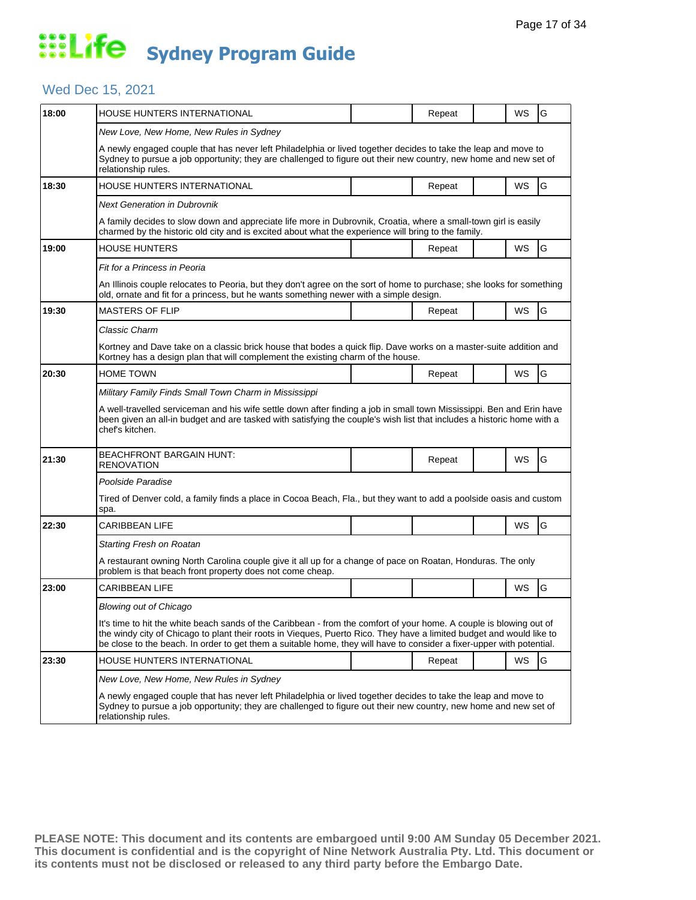# Life Sydney Program Guide

## Wed Dec 15, 2021

| Time | Program | | Status | | Format | Rating |
|---|---|---|---|---|---|---|
| **18:00** | HOUSE HUNTERS INTERNATIONAL | | Repeat | | WS | G |
| | *New Love, New Home, New Rules in Sydney* | | | | | |
| | A newly engaged couple that has never left Philadelphia or lived together decides to take the leap and move to Sydney to pursue a job opportunity; they are challenged to figure out their new country, new home and new set of relationship rules. | | | | | |
| **18:30** | HOUSE HUNTERS INTERNATIONAL | | Repeat | | WS | G |
| | *Next Generation in Dubrovnik* | | | | | |
| | A family decides to slow down and appreciate life more in Dubrovnik, Croatia, where a small-town girl is easily charmed by the historic old city and is excited about what the experience will bring to the family. | | | | | |
| **19:00** | HOUSE HUNTERS | | Repeat | | WS | G |
| | *Fit for a Princess in Peoria* | | | | | |
| | An Illinois couple relocates to Peoria, but they don't agree on the sort of home to purchase; she looks for something old, ornate and fit for a princess, but he wants something newer with a simple design. | | | | | |
| **19:30** | MASTERS OF FLIP | | Repeat | | WS | G |
| | *Classic Charm* | | | | | |
| | Kortney and Dave take on a classic brick house that bodes a quick flip. Dave works on a master-suite addition and Kortney has a design plan that will complement the existing charm of the house. | | | | | |
| **20:30** | HOME TOWN | | Repeat | | WS | G |
| | *Military Family Finds Small Town Charm in Mississippi* | | | | | |
| | A well-travelled serviceman and his wife settle down after finding a job in small town Mississippi. Ben and Erin have been given an all-in budget and are tasked with satisfying the couple's wish list that includes a historic home with a chef's kitchen. | | | | | |
| **21:30** | BEACHFRONT BARGAIN HUNT: RENOVATION | | Repeat | | WS | G |
| | *Poolside Paradise* | | | | | |
| | Tired of Denver cold, a family finds a place in Cocoa Beach, Fla., but they want to add a poolside oasis and custom spa. | | | | | |
| **22:30** | CARIBBEAN LIFE | | | | WS | G |
| | *Starting Fresh on Roatan* | | | | | |
| | A restaurant owning North Carolina couple give it all up for a change of pace on Roatan, Honduras. The only problem is that beach front property does not come cheap. | | | | | |
| **23:00** | CARIBBEAN LIFE | | | | WS | G |
| | *Blowing out of Chicago* | | | | | |
| | It's time to hit the white beach sands of the Caribbean - from the comfort of your home. A couple is blowing out of the windy city of Chicago to plant their roots in Vieques, Puerto Rico. They have a limited budget and would like to be close to the beach. In order to get them a suitable home, they will have to consider a fixer-upper with potential. | | | | | |
| **23:30** | HOUSE HUNTERS INTERNATIONAL | | Repeat | | WS | G |
| | *New Love, New Home, New Rules in Sydney* | | | | | |
| | A newly engaged couple that has never left Philadelphia or lived together decides to take the leap and move to Sydney to pursue a job opportunity; they are challenged to figure out their new country, new home and new set of relationship rules. | | | | | |

**PLEASE NOTE: This document and its contents are embargoed until 9:00 AM Sunday 05 December 2021. This document is confidential and is the copyright of Nine Network Australia Pty. Ltd. This document or its contents must not be disclosed or released to any third party before the Embargo Date.**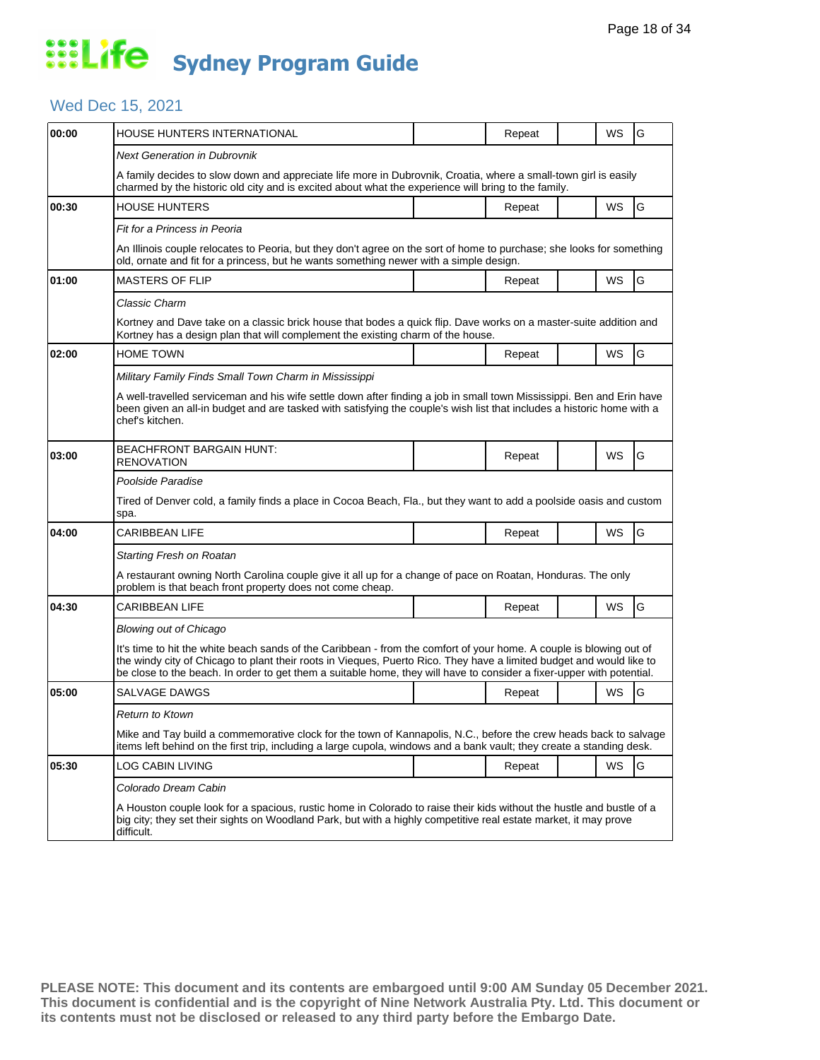# Life Sydney Program Guide

## Wed Dec 15, 2021

| Time | Program | | Status | | Format | Rating |
|---|---|---|---|---|---|---|
| 00:00 | HOUSE HUNTERS INTERNATIONAL | | Repeat | | WS | G |
| | *Next Generation in Dubrovnik* | | | | | |
| | A family decides to slow down and appreciate life more in Dubrovnik, Croatia, where a small-town girl is easily charmed by the historic old city and is excited about what the experience will bring to the family. | | | | | |
| 00:30 | HOUSE HUNTERS | | Repeat | | WS | G |
| | *Fit for a Princess in Peoria* | | | | | |
| | An Illinois couple relocates to Peoria, but they don't agree on the sort of home to purchase; she looks for something old, ornate and fit for a princess, but he wants something newer with a simple design. | | | | | |
| 01:00 | MASTERS OF FLIP | | Repeat | | WS | G |
| | *Classic Charm* | | | | | |
| | Kortney and Dave take on a classic brick house that bodes a quick flip. Dave works on a master-suite addition and Kortney has a design plan that will complement the existing charm of the house. | | | | | |
| 02:00 | HOME TOWN | | Repeat | | WS | G |
| | *Military Family Finds Small Town Charm in Mississippi* | | | | | |
| | A well-travelled serviceman and his wife settle down after finding a job in small town Mississippi. Ben and Erin have been given an all-in budget and are tasked with satisfying the couple's wish list that includes a historic home with a chef's kitchen. | | | | | |
| 03:00 | BEACHFRONT BARGAIN HUNT: RENOVATION | | Repeat | | WS | G |
| | *Poolside Paradise* | | | | | |
| | Tired of Denver cold, a family finds a place in Cocoa Beach, Fla., but they want to add a poolside oasis and custom spa. | | | | | |
| 04:00 | CARIBBEAN LIFE | | Repeat | | WS | G |
| | *Starting Fresh on Roatan* | | | | | |
| | A restaurant owning North Carolina couple give it all up for a change of pace on Roatan, Honduras. The only problem is that beach front property does not come cheap. | | | | | |
| 04:30 | CARIBBEAN LIFE | | Repeat | | WS | G |
| | *Blowing out of Chicago* | | | | | |
| | It's time to hit the white beach sands of the Caribbean - from the comfort of your home. A couple is blowing out of the windy city of Chicago to plant their roots in Vieques, Puerto Rico. They have a limited budget and would like to be close to the beach. In order to get them a suitable home, they will have to consider a fixer-upper with potential. | | | | | |
| 05:00 | SALVAGE DAWGS | | Repeat | | WS | G |
| | *Return to Ktown* | | | | | |
| | Mike and Tay build a commemorative clock for the town of Kannapolis, N.C., before the crew heads back to salvage items left behind on the first trip, including a large cupola, windows and a bank vault; they create a standing desk. | | | | | |
| 05:30 | LOG CABIN LIVING | | Repeat | | WS | G |
| | *Colorado Dream Cabin* | | | | | |
| | A Houston couple look for a spacious, rustic home in Colorado to raise their kids without the hustle and bustle of a big city; they set their sights on Woodland Park, but with a highly competitive real estate market, it may prove difficult. | | | | | |

**PLEASE NOTE: This document and its contents are embargoed until 9:00 AM Sunday 05 December 2021. This document is confidential and is the copyright of Nine Network Australia Pty. Ltd. This document or its contents must not be disclosed or released to any third party before the Embargo Date.**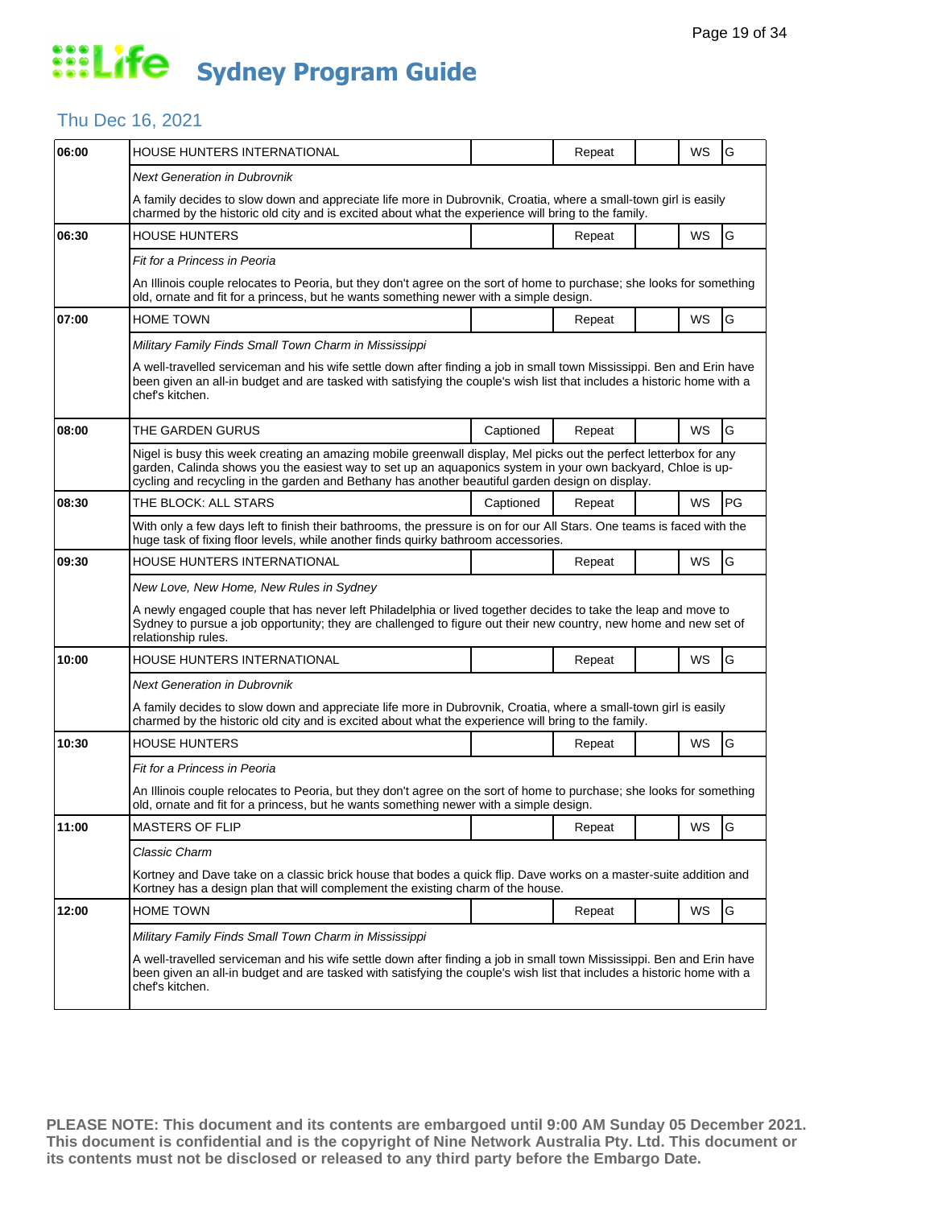# Life Sydney Program Guide

## Thu Dec 16, 2021

| Time | Program | Captioned | Repeat | | WS | Rating |
|---|---|---|---|---|---|---|
| 06:00 | HOUSE HUNTERS INTERNATIONAL | | Repeat | | WS | G |
| | *Next Generation in Dubrovnik* | | | | | |
| | A family decides to slow down and appreciate life more in Dubrovnik, Croatia, where a small-town girl is easily charmed by the historic old city and is excited about what the experience will bring to the family. | | | | | |
| 06:30 | HOUSE HUNTERS | | Repeat | | WS | G |
| | *Fit for a Princess in Peoria* | | | | | |
| | An Illinois couple relocates to Peoria, but they don't agree on the sort of home to purchase; she looks for something old, ornate and fit for a princess, but he wants something newer with a simple design. | | | | | |
| 07:00 | HOME TOWN | | Repeat | | WS | G |
| | *Military Family Finds Small Town Charm in Mississippi* | | | | | |
| | A well-travelled serviceman and his wife settle down after finding a job in small town Mississippi. Ben and Erin have been given an all-in budget and are tasked with satisfying the couple's wish list that includes a historic home with a chef's kitchen. | | | | | |
| 08:00 | THE GARDEN GURUS | Captioned | Repeat | | WS | G |
| | Nigel is busy this week creating an amazing mobile greenwall display, Mel picks out the perfect letterbox for any garden, Calinda shows you the easiest way to set up an aquaponics system in your own backyard, Chloe is up-cycling and recycling in the garden and Bethany has another beautiful garden design on display. | | | | | |
| 08:30 | THE BLOCK: ALL STARS | Captioned | Repeat | | WS | PG |
| | With only a few days left to finish their bathrooms, the pressure is on for our All Stars. One teams is faced with the huge task of fixing floor levels, while another finds quirky bathroom accessories. | | | | | |
| 09:30 | HOUSE HUNTERS INTERNATIONAL | | Repeat | | WS | G |
| | *New Love, New Home, New Rules in Sydney* | | | | | |
| | A newly engaged couple that has never left Philadelphia or lived together decides to take the leap and move to Sydney to pursue a job opportunity; they are challenged to figure out their new country, new home and new set of relationship rules. | | | | | |
| 10:00 | HOUSE HUNTERS INTERNATIONAL | | Repeat | | WS | G |
| | *Next Generation in Dubrovnik* | | | | | |
| | A family decides to slow down and appreciate life more in Dubrovnik, Croatia, where a small-town girl is easily charmed by the historic old city and is excited about what the experience will bring to the family. | | | | | |
| 10:30 | HOUSE HUNTERS | | Repeat | | WS | G |
| | *Fit for a Princess in Peoria* | | | | | |
| | An Illinois couple relocates to Peoria, but they don't agree on the sort of home to purchase; she looks for something old, ornate and fit for a princess, but he wants something newer with a simple design. | | | | | |
| 11:00 | MASTERS OF FLIP | | Repeat | | WS | G |
| | *Classic Charm* | | | | | |
| | Kortney and Dave take on a classic brick house that bodes a quick flip. Dave works on a master-suite addition and Kortney has a design plan that will complement the existing charm of the house. | | | | | |
| 12:00 | HOME TOWN | | Repeat | | WS | G |
| | *Military Family Finds Small Town Charm in Mississippi* | | | | | |
| | A well-travelled serviceman and his wife settle down after finding a job in small town Mississippi. Ben and Erin have been given an all-in budget and are tasked with satisfying the couple's wish list that includes a historic home with a chef's kitchen. | | | | | |

**PLEASE NOTE: This document and its contents are embargoed until 9:00 AM Sunday 05 December 2021. This document is confidential and is the copyright of Nine Network Australia Pty. Ltd. This document or its contents must not be disclosed or released to any third party before the Embargo Date.**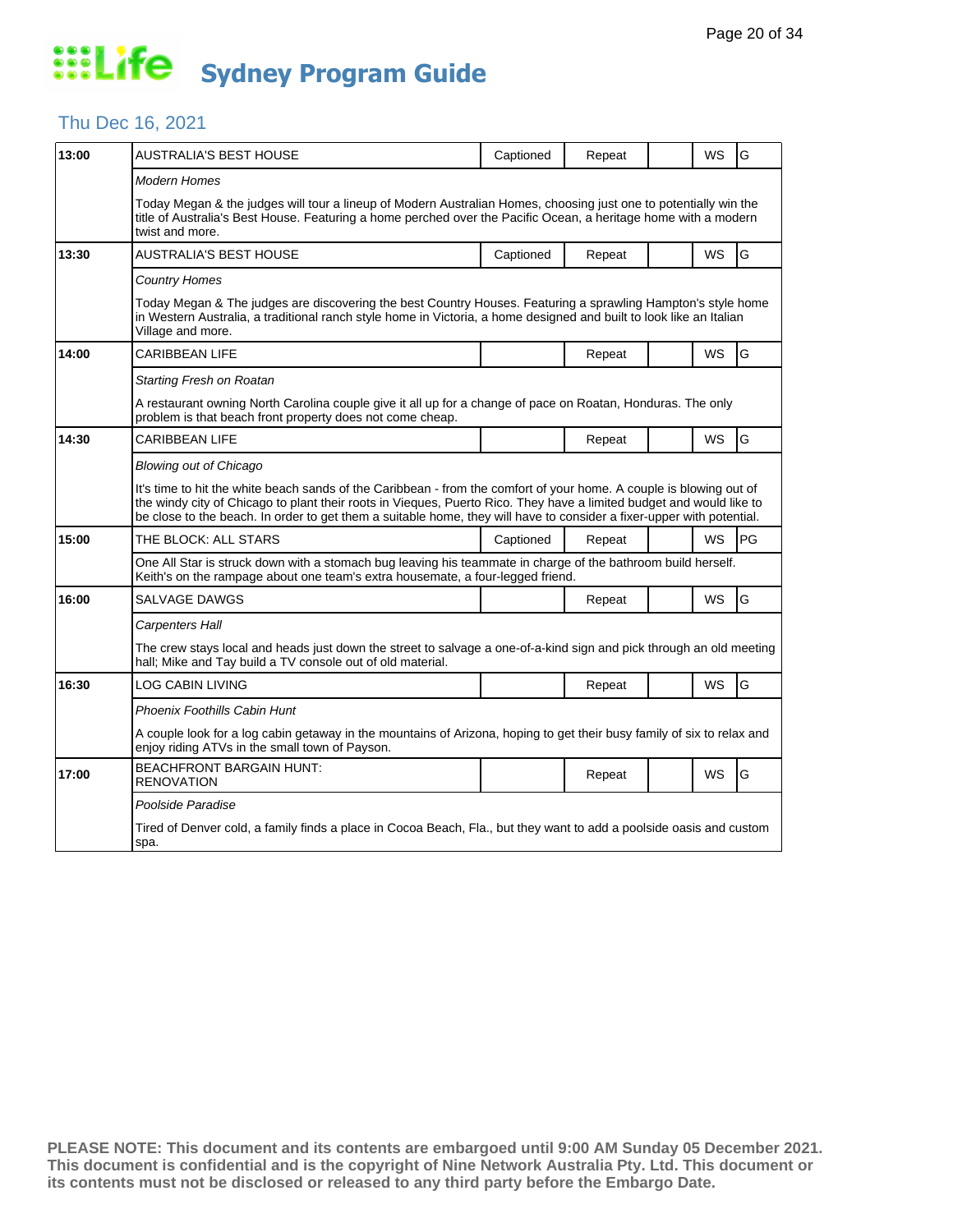# Life Sydney Program Guide

## Thu Dec 16, 2021

| Time | Program | Captioned | Repeat | | WS | Rating |
|---|---|---|---|---|---|---|
| 13:00 | AUSTRALIA'S BEST HOUSE | Captioned | Repeat | | WS | G |
| | *Modern Homes*<br>Today Megan & the judges will tour a lineup of Modern Australian Homes, choosing just one to potentially win the title of Australia's Best House. Featuring a home perched over the Pacific Ocean, a heritage home with a modern twist and more. | | | | | |
| 13:30 | AUSTRALIA'S BEST HOUSE | Captioned | Repeat | | WS | G |
| | *Country Homes*<br>Today Megan & The judges are discovering the best Country Houses. Featuring a sprawling Hampton's style home in Western Australia, a traditional ranch style home in Victoria, a home designed and built to look like an Italian Village and more. | | | | | |
| 14:00 | CARIBBEAN LIFE | | Repeat | | WS | G |
| | *Starting Fresh on Roatan*<br>A restaurant owning North Carolina couple give it all up for a change of pace on Roatan, Honduras. The only problem is that beach front property does not come cheap. | | | | | |
| 14:30 | CARIBBEAN LIFE | | Repeat | | WS | G |
| | *Blowing out of Chicago*<br>It's time to hit the white beach sands of the Caribbean - from the comfort of your home. A couple is blowing out of the windy city of Chicago to plant their roots in Vieques, Puerto Rico. They have a limited budget and would like to be close to the beach. In order to get them a suitable home, they will have to consider a fixer-upper with potential. | | | | | |
| 15:00 | THE BLOCK: ALL STARS | Captioned | Repeat | | WS | PG |
| | One All Star is struck down with a stomach bug leaving his teammate in charge of the bathroom build herself. Keith's on the rampage about one team's extra housemate, a four-legged friend. | | | | | |
| 16:00 | SALVAGE DAWGS | | Repeat | | WS | G |
| | *Carpenters Hall*<br>The crew stays local and heads just down the street to salvage a one-of-a-kind sign and pick through an old meeting hall; Mike and Tay build a TV console out of old material. | | | | | |
| 16:30 | LOG CABIN LIVING | | Repeat | | WS | G |
| | *Phoenix Foothills Cabin Hunt*<br>A couple look for a log cabin getaway in the mountains of Arizona, hoping to get their busy family of six to relax and enjoy riding ATVs in the small town of Payson. | | | | | |
| 17:00 | BEACHFRONT BARGAIN HUNT: RENOVATION | | Repeat | | WS | G |
| | *Poolside Paradise*<br>Tired of Denver cold, a family finds a place in Cocoa Beach, Fla., but they want to add a poolside oasis and custom spa. | | | | | |

**PLEASE NOTE: This document and its contents are embargoed until 9:00 AM Sunday 05 December 2021. This document is confidential and is the copyright of Nine Network Australia Pty. Ltd. This document or its contents must not be disclosed or released to any third party before the Embargo Date.**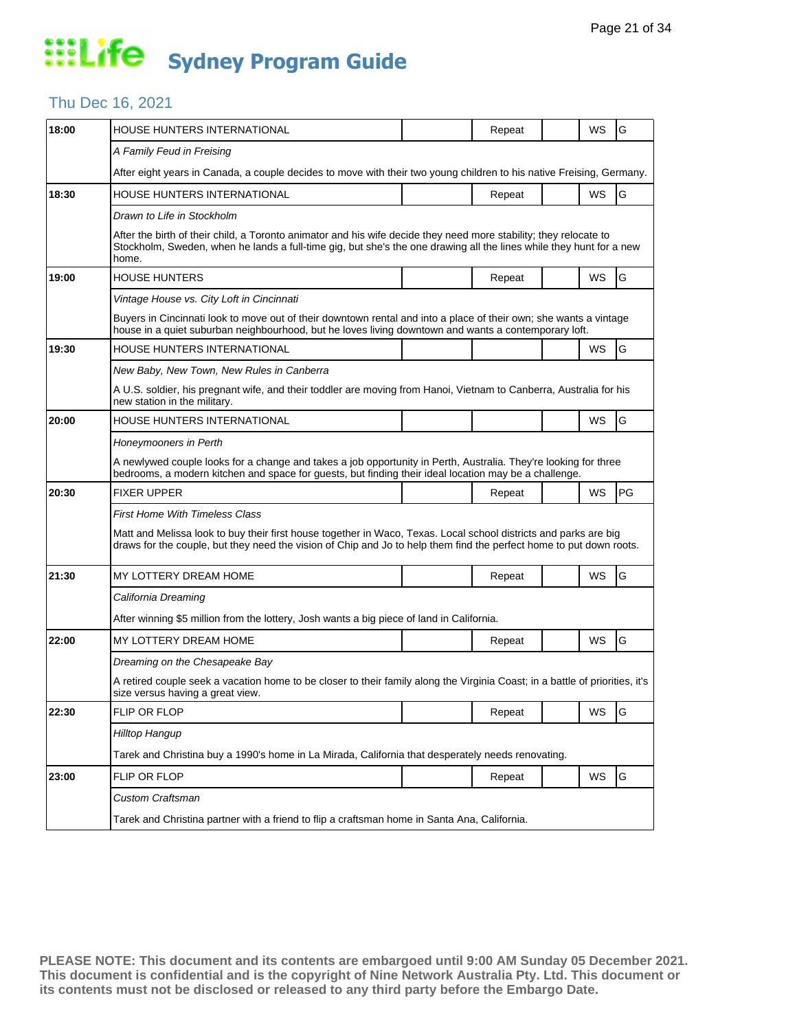# Life Sydney Program Guide

## Thu Dec 16, 2021

| Time | Program | | Status | | Format | Rating |
|---|---|---|---|---|---|---|
| 18:00 | HOUSE HUNTERS INTERNATIONAL | | Repeat | | WS | G |
| | *A Family Feud in Freising* | | | | | |
| | After eight years in Canada, a couple decides to move with their two young children to his native Freising, Germany. | | | | | |
| 18:30 | HOUSE HUNTERS INTERNATIONAL | | Repeat | | WS | G |
| | *Drawn to Life in Stockholm* | | | | | |
| | After the birth of their child, a Toronto animator and his wife decide they need more stability; they relocate to Stockholm, Sweden, when he lands a full-time gig, but she's the one drawing all the lines while they hunt for a new home. | | | | | |
| 19:00 | HOUSE HUNTERS | | Repeat | | WS | G |
| | *Vintage House vs. City Loft in Cincinnati* | | | | | |
| | Buyers in Cincinnati look to move out of their downtown rental and into a place of their own; she wants a vintage house in a quiet suburban neighbourhood, but he loves living downtown and wants a contemporary loft. | | | | | |
| 19:30 | HOUSE HUNTERS INTERNATIONAL | | | | WS | G |
| | *New Baby, New Town, New Rules in Canberra* | | | | | |
| | A U.S. soldier, his pregnant wife, and their toddler are moving from Hanoi, Vietnam to Canberra, Australia for his new station in the military. | | | | | |
| 20:00 | HOUSE HUNTERS INTERNATIONAL | | | | WS | G |
| | *Honeymooners in Perth* | | | | | |
| | A newlywed couple looks for a change and takes a job opportunity in Perth, Australia. They're looking for three bedrooms, a modern kitchen and space for guests, but finding their ideal location may be a challenge. | | | | | |
| 20:30 | FIXER UPPER | | Repeat | | WS | PG |
| | *First Home With Timeless Class* | | | | | |
| | Matt and Melissa look to buy their first house together in Waco, Texas. Local school districts and parks are big draws for the couple, but they need the vision of Chip and Jo to help them find the perfect home to put down roots. | | | | | |
| 21:30 | MY LOTTERY DREAM HOME | | Repeat | | WS | G |
| | *California Dreaming* | | | | | |
| | After winning $5 million from the lottery, Josh wants a big piece of land in California. | | | | | |
| 22:00 | MY LOTTERY DREAM HOME | | Repeat | | WS | G |
| | *Dreaming on the Chesapeake Bay* | | | | | |
| | A retired couple seek a vacation home to be closer to their family along the Virginia Coast; in a battle of priorities, it's size versus having a great view. | | | | | |
| 22:30 | FLIP OR FLOP | | Repeat | | WS | G |
| | *Hilltop Hangup* | | | | | |
| | Tarek and Christina buy a 1990's home in La Mirada, California that desperately needs renovating. | | | | | |
| 23:00 | FLIP OR FLOP | | Repeat | | WS | G |
| | *Custom Craftsman* | | | | | |
| | Tarek and Christina partner with a friend to flip a craftsman home in Santa Ana, California. | | | | | |

**PLEASE NOTE: This document and its contents are embargoed until 9:00 AM Sunday 05 December 2021. This document is confidential and is the copyright of Nine Network Australia Pty. Ltd. This document or its contents must not be disclosed or released to any third party before the Embargo Date.**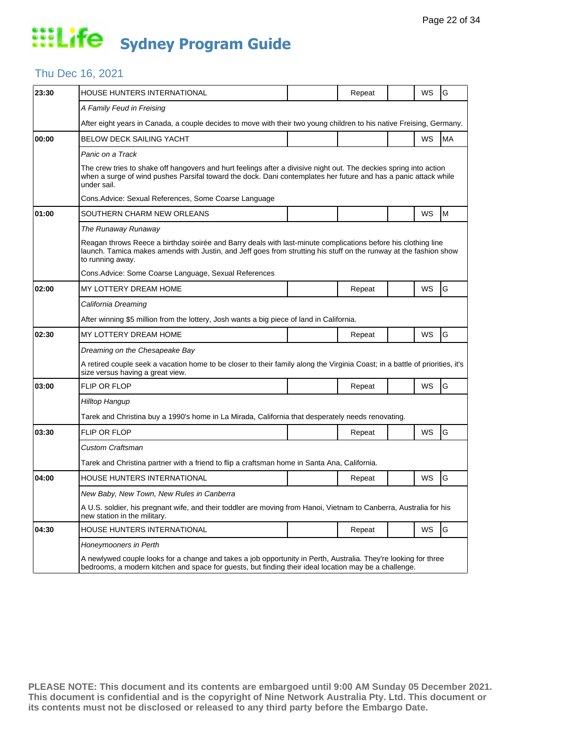# Life Sydney Program Guide

## Thu Dec 16, 2021

| Time | Program | | | | | |
|---|---|---|---|---|---|---|
| 23:30 | HOUSE HUNTERS INTERNATIONAL | | Repeat | | WS | G |
| | *A Family Feud in Freising* | | | | | |
| | After eight years in Canada, a couple decides to move with their two young children to his native Freising, Germany. | | | | | |
| 00:00 | BELOW DECK SAILING YACHT | | | | WS | MA |
| | *Panic on a Track* | | | | | |
| | The crew tries to shake off hangovers and hurt feelings after a divisive night out. The deckies spring into action when a surge of wind pushes Parsifal toward the dock. Dani contemplates her future and has a panic attack while under sail. | | | | | |
| | Cons.Advice: Sexual References, Some Coarse Language | | | | | |
| 01:00 | SOUTHERN CHARM NEW ORLEANS | | | | WS | M |
| | *The Runaway Runaway* | | | | | |
| | Reagan throws Reece a birthday soirée and Barry deals with last-minute complications before his clothing line launch. Tamica makes amends with Justin, and Jeff goes from strutting his stuff on the runway at the fashion show to running away. | | | | | |
| | Cons.Advice: Some Coarse Language, Sexual References | | | | | |
| 02:00 | MY LOTTERY DREAM HOME | | Repeat | | WS | G |
| | *California Dreaming* | | | | | |
| | After winning $5 million from the lottery, Josh wants a big piece of land in California. | | | | | |
| 02:30 | MY LOTTERY DREAM HOME | | Repeat | | WS | G |
| | *Dreaming on the Chesapeake Bay* | | | | | |
| | A retired couple seek a vacation home to be closer to their family along the Virginia Coast; in a battle of priorities, it's size versus having a great view. | | | | | |
| 03:00 | FLIP OR FLOP | | Repeat | | WS | G |
| | *Hilltop Hangup* | | | | | |
| | Tarek and Christina buy a 1990's home in La Mirada, California that desperately needs renovating. | | | | | |
| 03:30 | FLIP OR FLOP | | Repeat | | WS | G |
| | *Custom Craftsman* | | | | | |
| | Tarek and Christina partner with a friend to flip a craftsman home in Santa Ana, California. | | | | | |
| 04:00 | HOUSE HUNTERS INTERNATIONAL | | Repeat | | WS | G |
| | *New Baby, New Town, New Rules in Canberra* | | | | | |
| | A U.S. soldier, his pregnant wife, and their toddler are moving from Hanoi, Vietnam to Canberra, Australia for his new station in the military. | | | | | |
| 04:30 | HOUSE HUNTERS INTERNATIONAL | | Repeat | | WS | G |
| | *Honeymooners in Perth* | | | | | |
| | A newlywed couple looks for a change and takes a job opportunity in Perth, Australia. They're looking for three bedrooms, a modern kitchen and space for guests, but finding their ideal location may be a challenge. | | | | | |

**PLEASE NOTE: This document and its contents are embargoed until 9:00 AM Sunday 05 December 2021. This document is confidential and is the copyright of Nine Network Australia Pty. Ltd. This document or its contents must not be disclosed or released to any third party before the Embargo Date.**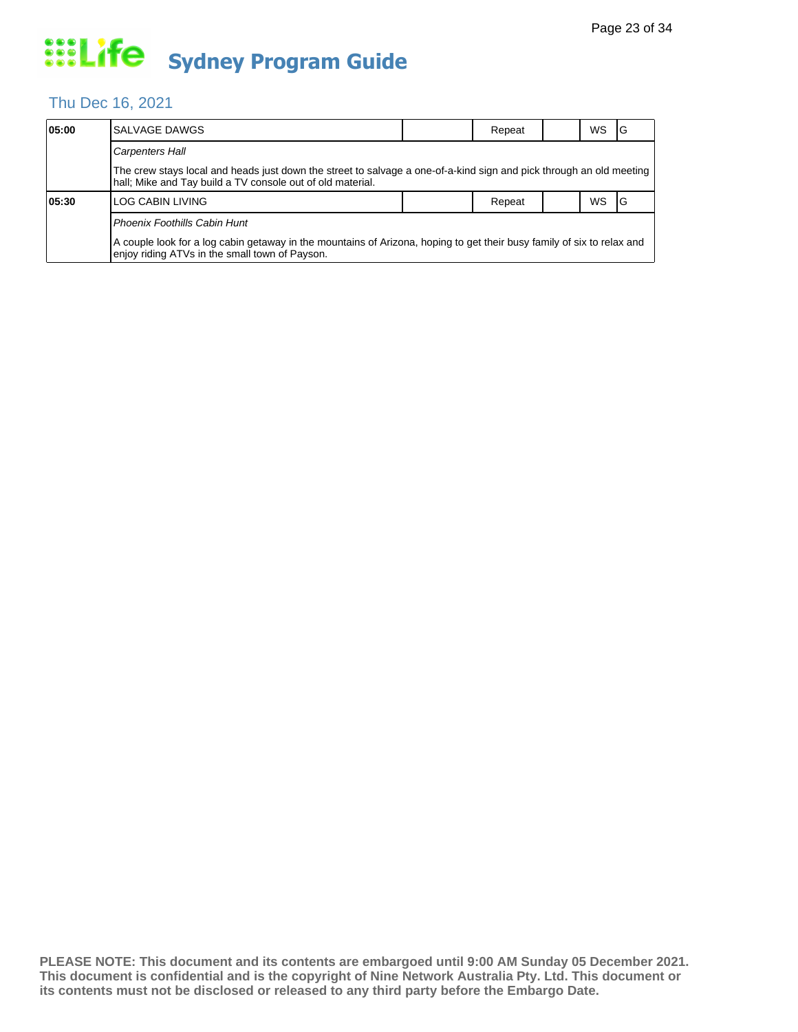# Life Sydney Program Guide

## Thu Dec 16, 2021

| Time | Program | | Status | | Format | Rating |
|---|---|---|---|---|---|---|
| **05:00** | SALVAGE DAWGS | | Repeat | | WS | G |
| | *Carpenters Hall* | | | | | |
| | The crew stays local and heads just down the street to salvage a one-of-a-kind sign and pick through an old meeting hall; Mike and Tay build a TV console out of old material. | | | | | |
| **05:30** | LOG CABIN LIVING | | Repeat | | WS | G |
| | *Phoenix Foothills Cabin Hunt* | | | | | |
| | A couple look for a log cabin getaway in the mountains of Arizona, hoping to get their busy family of six to relax and enjoy riding ATVs in the small town of Payson. | | | | | |

**PLEASE NOTE: This document and its contents are embargoed until 9:00 AM Sunday 05 December 2021. This document is confidential and is the copyright of Nine Network Australia Pty. Ltd. This document or its contents must not be disclosed or released to any third party before the Embargo Date.**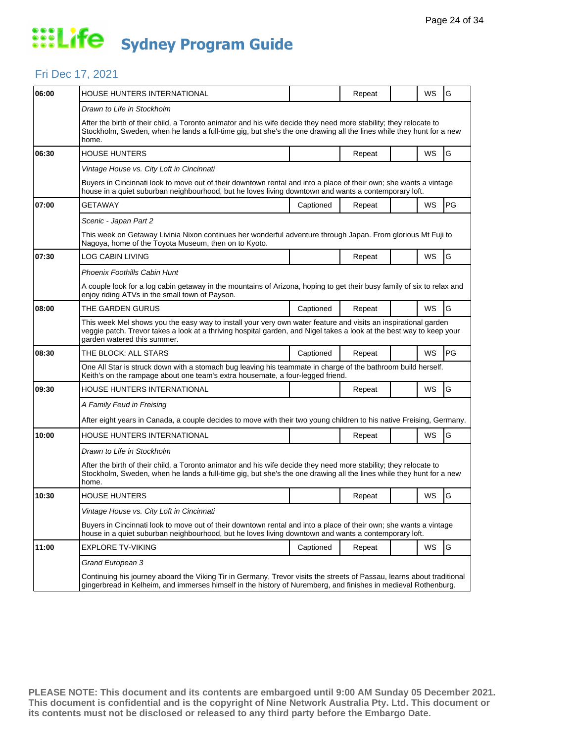# Life Sydney Program Guide

## Fri Dec 17, 2021

| Time | Program | Captioned | Repeat | | WS | Rating |
|---|---|---|---|---|---|---|
| 06:00 | HOUSE HUNTERS INTERNATIONAL | | Repeat | | WS | G |
| | *Drawn to Life in Stockholm* | | | | | |
| | After the birth of their child, a Toronto animator and his wife decide they need more stability; they relocate to Stockholm, Sweden, when he lands a full-time gig, but she's the one drawing all the lines while they hunt for a new home. | | | | | |
| 06:30 | HOUSE HUNTERS | | Repeat | | WS | G |
| | *Vintage House vs. City Loft in Cincinnati* | | | | | |
| | Buyers in Cincinnati look to move out of their downtown rental and into a place of their own; she wants a vintage house in a quiet suburban neighbourhood, but he loves living downtown and wants a contemporary loft. | | | | | |
| 07:00 | GETAWAY | Captioned | Repeat | | WS | PG |
| | *Scenic - Japan Part 2* | | | | | |
| | This week on Getaway Livinia Nixon continues her wonderful adventure through Japan. From glorious Mt Fuji to Nagoya, home of the Toyota Museum, then on to Kyoto. | | | | | |
| 07:30 | LOG CABIN LIVING | | Repeat | | WS | G |
| | *Phoenix Foothills Cabin Hunt* | | | | | |
| | A couple look for a log cabin getaway in the mountains of Arizona, hoping to get their busy family of six to relax and enjoy riding ATVs in the small town of Payson. | | | | | |
| 08:00 | THE GARDEN GURUS | Captioned | Repeat | | WS | G |
| | This week Mel shows you the easy way to install your very own water feature and visits an inspirational garden veggie patch. Trevor takes a look at a thriving hospital garden, and Nigel takes a look at the best way to keep your garden watered this summer. | | | | | |
| 08:30 | THE BLOCK: ALL STARS | Captioned | Repeat | | WS | PG |
| | One All Star is struck down with a stomach bug leaving his teammate in charge of the bathroom build herself. Keith's on the rampage about one team's extra housemate, a four-legged friend. | | | | | |
| 09:30 | HOUSE HUNTERS INTERNATIONAL | | Repeat | | WS | G |
| | *A Family Feud in Freising* | | | | | |
| | After eight years in Canada, a couple decides to move with their two young children to his native Freising, Germany. | | | | | |
| 10:00 | HOUSE HUNTERS INTERNATIONAL | | Repeat | | WS | G |
| | *Drawn to Life in Stockholm* | | | | | |
| | After the birth of their child, a Toronto animator and his wife decide they need more stability; they relocate to Stockholm, Sweden, when he lands a full-time gig, but she's the one drawing all the lines while they hunt for a new home. | | | | | |
| 10:30 | HOUSE HUNTERS | | Repeat | | WS | G |
| | *Vintage House vs. City Loft in Cincinnati* | | | | | |
| | Buyers in Cincinnati look to move out of their downtown rental and into a place of their own; she wants a vintage house in a quiet suburban neighbourhood, but he loves living downtown and wants a contemporary loft. | | | | | |
| 11:00 | EXPLORE TV-VIKING | Captioned | Repeat | | WS | G |
| | *Grand European 3* | | | | | |
| | Continuing his journey aboard the Viking Tir in Germany, Trevor visits the streets of Passau, learns about traditional gingerbread in Kelheim, and immerses himself in the history of Nuremberg, and finishes in medieval Rothenburg. | | | | | |

**PLEASE NOTE: This document and its contents are embargoed until 9:00 AM Sunday 05 December 2021. This document is confidential and is the copyright of Nine Network Australia Pty. Ltd. This document or its contents must not be disclosed or released to any third party before the Embargo Date.**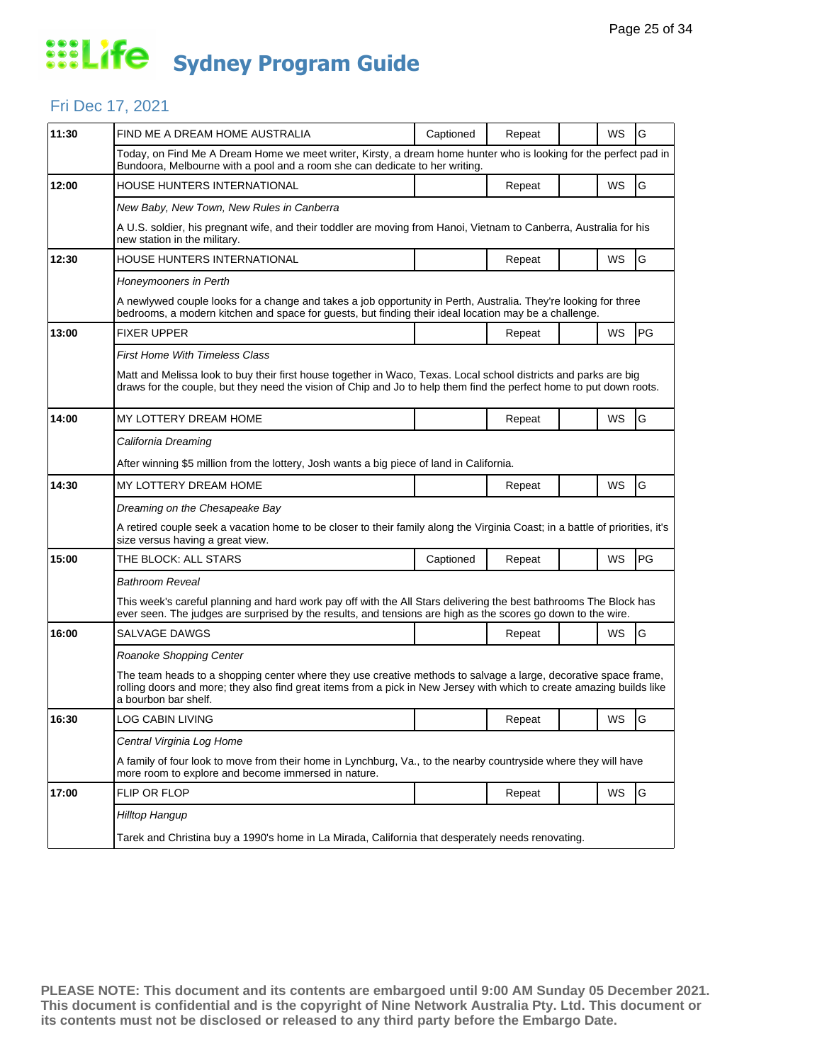# Life Sydney Program Guide

## Fri Dec 17, 2021

| Time | Program | Captioned | Repeat | | WS | Rating |
|---|---|---|---|---|---|---|
| 11:30 | FIND ME A DREAM HOME AUSTRALIA | Captioned | Repeat | | WS | G |
| | Today, on Find Me A Dream Home we meet writer, Kirsty, a dream home hunter who is looking for the perfect pad in Bundoora, Melbourne with a pool and a room she can dedicate to her writing. | | | | | |
| 12:00 | HOUSE HUNTERS INTERNATIONAL | | Repeat | | WS | G |
| | *New Baby, New Town, New Rules in Canberra* | | | | | |
| | A U.S. soldier, his pregnant wife, and their toddler are moving from Hanoi, Vietnam to Canberra, Australia for his new station in the military. | | | | | |
| 12:30 | HOUSE HUNTERS INTERNATIONAL | | Repeat | | WS | G |
| | *Honeymooners in Perth* | | | | | |
| | A newlywed couple looks for a change and takes a job opportunity in Perth, Australia. They're looking for three bedrooms, a modern kitchen and space for guests, but finding their ideal location may be a challenge. | | | | | |
| 13:00 | FIXER UPPER | | Repeat | | WS | PG |
| | *First Home With Timeless Class* | | | | | |
| | Matt and Melissa look to buy their first house together in Waco, Texas. Local school districts and parks are big draws for the couple, but they need the vision of Chip and Jo to help them find the perfect home to put down roots. | | | | | |
| 14:00 | MY LOTTERY DREAM HOME | | Repeat | | WS | G |
| | *California Dreaming* | | | | | |
| | After winning $5 million from the lottery, Josh wants a big piece of land in California. | | | | | |
| 14:30 | MY LOTTERY DREAM HOME | | Repeat | | WS | G |
| | *Dreaming on the Chesapeake Bay* | | | | | |
| | A retired couple seek a vacation home to be closer to their family along the Virginia Coast; in a battle of priorities, it's size versus having a great view. | | | | | |
| 15:00 | THE BLOCK: ALL STARS | Captioned | Repeat | | WS | PG |
| | *Bathroom Reveal* | | | | | |
| | This week's careful planning and hard work pay off with the All Stars delivering the best bathrooms The Block has ever seen. The judges are surprised by the results, and tensions are high as the scores go down to the wire. | | | | | |
| 16:00 | SALVAGE DAWGS | | Repeat | | WS | G |
| | *Roanoke Shopping Center* | | | | | |
| | The team heads to a shopping center where they use creative methods to salvage a large, decorative space frame, rolling doors and more; they also find great items from a pick in New Jersey with which to create amazing builds like a bourbon bar shelf. | | | | | |
| 16:30 | LOG CABIN LIVING | | Repeat | | WS | G |
| | *Central Virginia Log Home* | | | | | |
| | A family of four look to move from their home in Lynchburg, Va., to the nearby countryside where they will have more room to explore and become immersed in nature. | | | | | |
| 17:00 | FLIP OR FLOP | | Repeat | | WS | G |
| | *Hilltop Hangup* | | | | | |
| | Tarek and Christina buy a 1990's home in La Mirada, California that desperately needs renovating. | | | | | |

**PLEASE NOTE: This document and its contents are embargoed until 9:00 AM Sunday 05 December 2021. This document is confidential and is the copyright of Nine Network Australia Pty. Ltd. This document or its contents must not be disclosed or released to any third party before the Embargo Date.**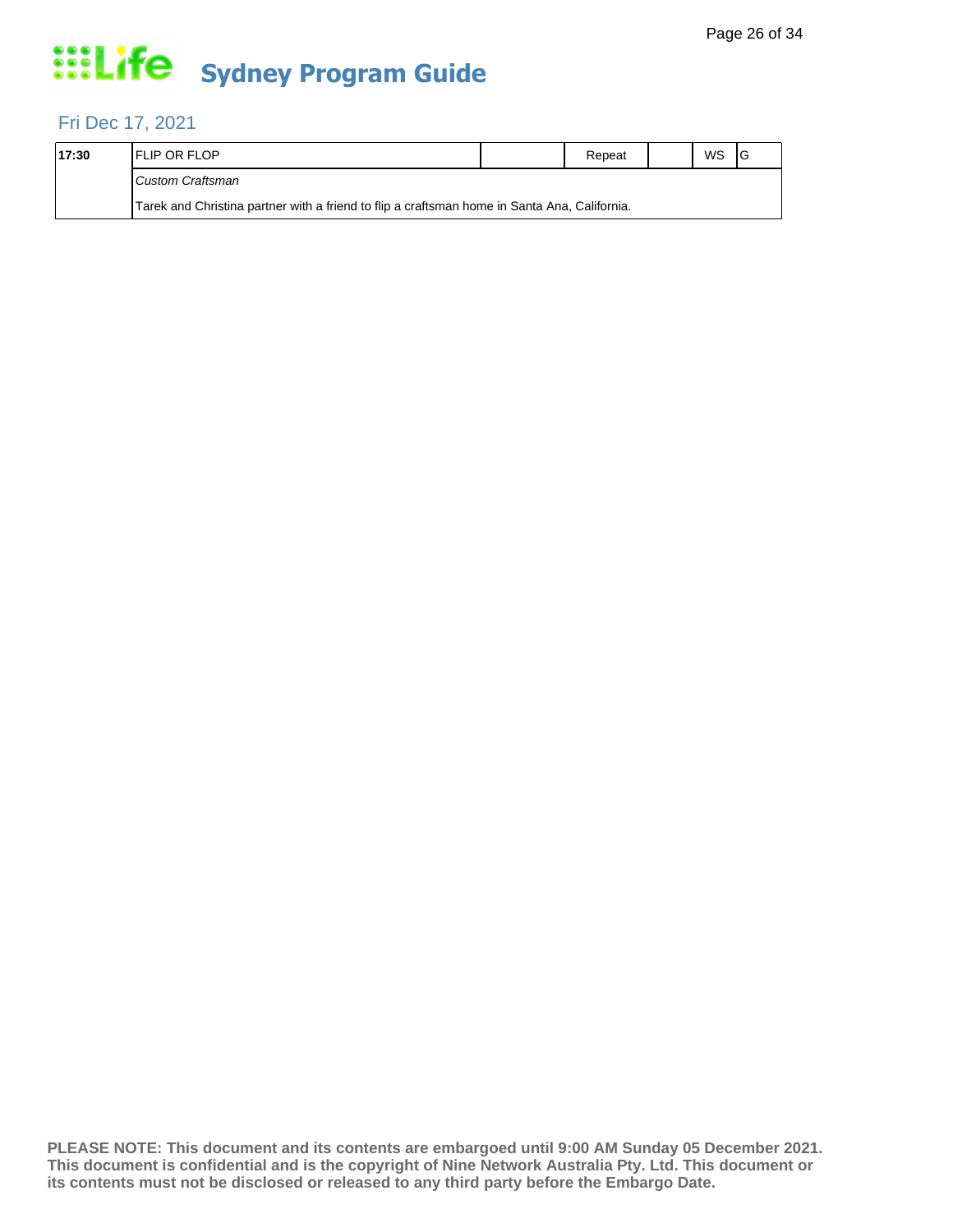# Sydney Program Guide

## Fri Dec 17, 2021

| | | | | | | |
|---|---|---|---|---|---|---|
| **17:30** | FLIP OR FLOP | | Repeat | | WS | G |
| | *Custom Craftsman* | | | | | |
| | Tarek and Christina partner with a friend to flip a craftsman home in Santa Ana, California. | | | | | |

**PLEASE NOTE: This document and its contents are embargoed until 9:00 AM Sunday 05 December 2021. This document is confidential and is the copyright of Nine Network Australia Pty. Ltd. This document or its contents must not be disclosed or released to any third party before the Embargo Date.**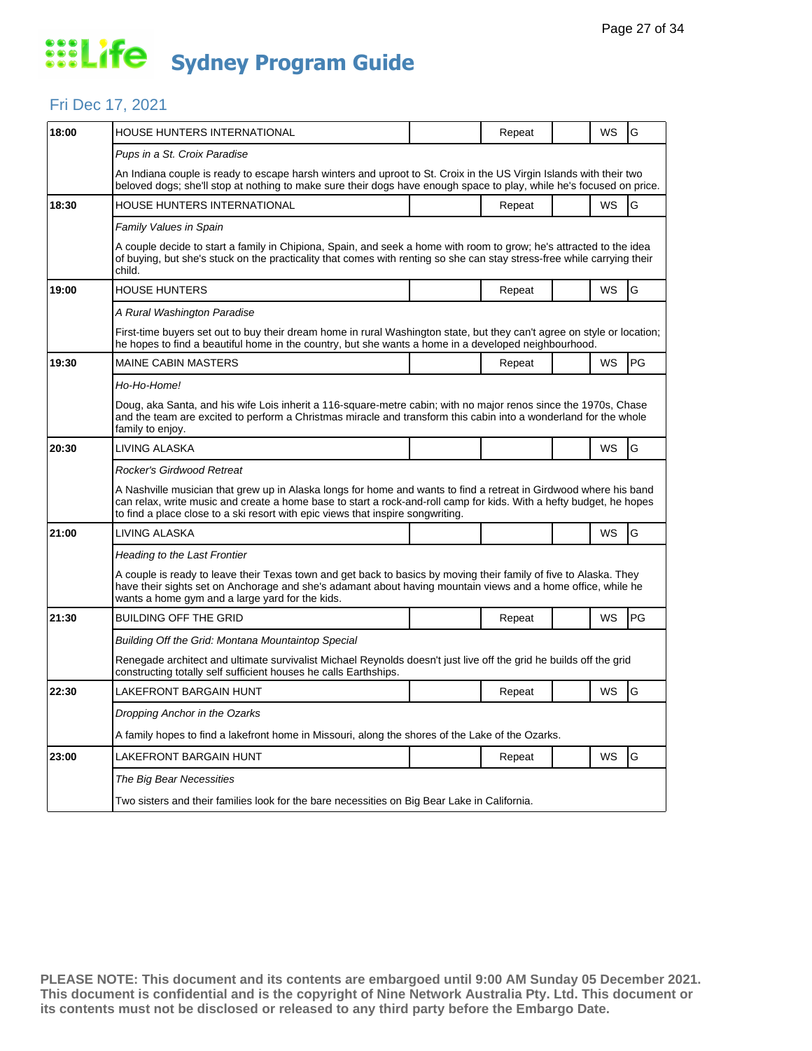# Life Sydney Program Guide

## Fri Dec 17, 2021

| Time | Program | | | | | |
|---|---|---|---|---|---|---|
| 18:00 | HOUSE HUNTERS INTERNATIONAL | | Repeat | | WS | G |
| | *Pups in a St. Croix Paradise* | | | | | |
| | An Indiana couple is ready to escape harsh winters and uproot to St. Croix in the US Virgin Islands with their two beloved dogs; she'll stop at nothing to make sure their dogs have enough space to play, while he's focused on price. | | | | | |
| 18:30 | HOUSE HUNTERS INTERNATIONAL | | Repeat | | WS | G |
| | *Family Values in Spain* | | | | | |
| | A couple decide to start a family in Chipiona, Spain, and seek a home with room to grow; he's attracted to the idea of buying, but she's stuck on the practicality that comes with renting so she can stay stress-free while carrying their child. | | | | | |
| 19:00 | HOUSE HUNTERS | | Repeat | | WS | G |
| | *A Rural Washington Paradise* | | | | | |
| | First-time buyers set out to buy their dream home in rural Washington state, but they can't agree on style or location; he hopes to find a beautiful home in the country, but she wants a home in a developed neighbourhood. | | | | | |
| 19:30 | MAINE CABIN MASTERS | | Repeat | | WS | PG |
| | *Ho-Ho-Home!* | | | | | |
| | Doug, aka Santa, and his wife Lois inherit a 116-square-metre cabin; with no major renos since the 1970s, Chase and the team are excited to perform a Christmas miracle and transform this cabin into a wonderland for the whole family to enjoy. | | | | | |
| 20:30 | LIVING ALASKA | | | | WS | G |
| | *Rocker's Girdwood Retreat* | | | | | |
| | A Nashville musician that grew up in Alaska longs for home and wants to find a retreat in Girdwood where his band can relax, write music and create a home base to start a rock-and-roll camp for kids. With a hefty budget, he hopes to find a place close to a ski resort with epic views that inspire songwriting. | | | | | |
| 21:00 | LIVING ALASKA | | | | WS | G |
| | *Heading to the Last Frontier* | | | | | |
| | A couple is ready to leave their Texas town and get back to basics by moving their family of five to Alaska. They have their sights set on Anchorage and she's adamant about having mountain views and a home office, while he wants a home gym and a large yard for the kids. | | | | | |
| 21:30 | BUILDING OFF THE GRID | | Repeat | | WS | PG |
| | *Building Off the Grid: Montana Mountaintop Special* | | | | | |
| | Renegade architect and ultimate survivalist Michael Reynolds doesn't just live off the grid he builds off the grid constructing totally self sufficient houses he calls Earthships. | | | | | |
| 22:30 | LAKEFRONT BARGAIN HUNT | | Repeat | | WS | G |
| | *Dropping Anchor in the Ozarks* | | | | | |
| | A family hopes to find a lakefront home in Missouri, along the shores of the Lake of the Ozarks. | | | | | |
| 23:00 | LAKEFRONT BARGAIN HUNT | | Repeat | | WS | G |
| | *The Big Bear Necessities* | | | | | |
| | Two sisters and their families look for the bare necessities on Big Bear Lake in California. | | | | | |

**PLEASE NOTE: This document and its contents are embargoed until 9:00 AM Sunday 05 December 2021. This document is confidential and is the copyright of Nine Network Australia Pty. Ltd. This document or its contents must not be disclosed or released to any third party before the Embargo Date.**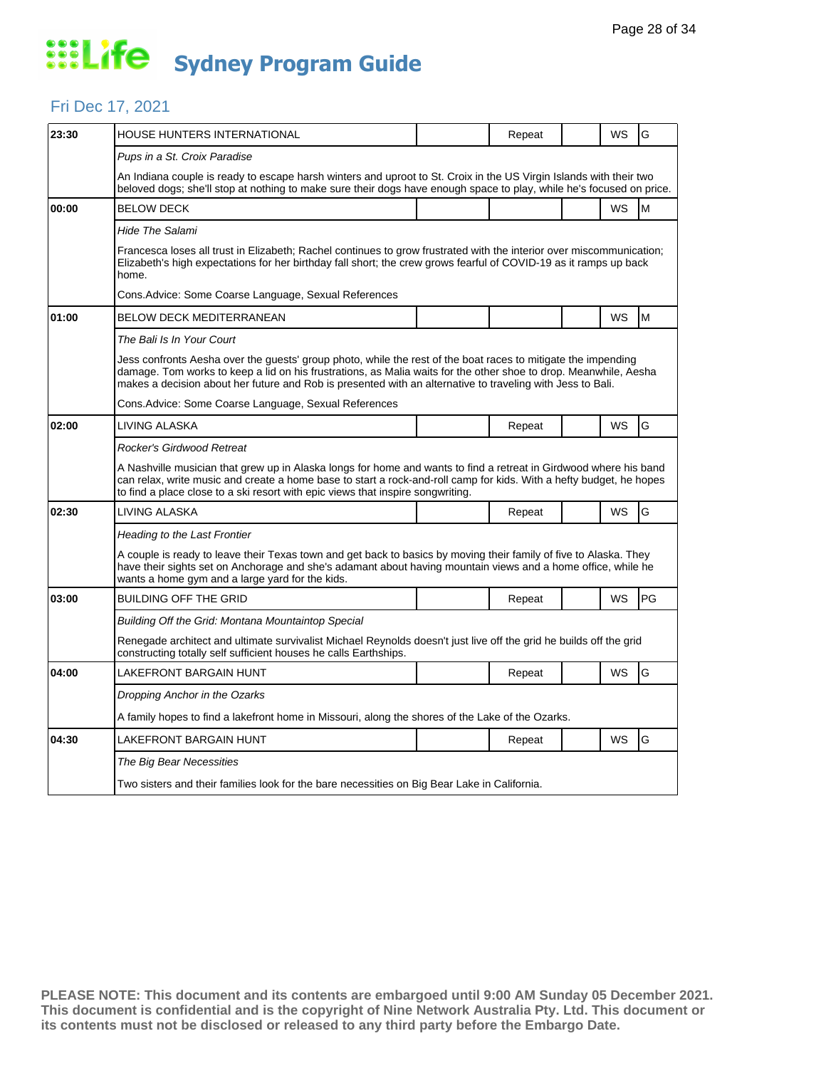# Life Sydney Program Guide

## Fri Dec 17, 2021

| Time | Program | | Repeat | | WS | Rating |
|---|---|---|---|---|---|---|
| 23:30 | HOUSE HUNTERS INTERNATIONAL | | Repeat | | WS | G |
| | *Pups in a St. Croix Paradise* | | | | | |
| | An Indiana couple is ready to escape harsh winters and uproot to St. Croix in the US Virgin Islands with their two beloved dogs; she'll stop at nothing to make sure their dogs have enough space to play, while he's focused on price. | | | | | |
| 00:00 | BELOW DECK | | | | WS | M |
| | *Hide The Salami* | | | | | |
| | Francesca loses all trust in Elizabeth; Rachel continues to grow frustrated with the interior over miscommunication; Elizabeth's high expectations for her birthday fall short; the crew grows fearful of COVID-19 as it ramps up back home. | | | | | |
| | Cons.Advice: Some Coarse Language, Sexual References | | | | | |
| 01:00 | BELOW DECK MEDITERRANEAN | | | | WS | M |
| | *The Bali Is In Your Court* | | | | | |
| | Jess confronts Aesha over the guests' group photo, while the rest of the boat races to mitigate the impending damage. Tom works to keep a lid on his frustrations, as Malia waits for the other shoe to drop. Meanwhile, Aesha makes a decision about her future and Rob is presented with an alternative to traveling with Jess to Bali. | | | | | |
| | Cons.Advice: Some Coarse Language, Sexual References | | | | | |
| 02:00 | LIVING ALASKA | | Repeat | | WS | G |
| | *Rocker's Girdwood Retreat* | | | | | |
| | A Nashville musician that grew up in Alaska longs for home and wants to find a retreat in Girdwood where his band can relax, write music and create a home base to start a rock-and-roll camp for kids. With a hefty budget, he hopes to find a place close to a ski resort with epic views that inspire songwriting. | | | | | |
| 02:30 | LIVING ALASKA | | Repeat | | WS | G |
| | *Heading to the Last Frontier* | | | | | |
| | A couple is ready to leave their Texas town and get back to basics by moving their family of five to Alaska. They have their sights set on Anchorage and she's adamant about having mountain views and a home office, while he wants a home gym and a large yard for the kids. | | | | | |
| 03:00 | BUILDING OFF THE GRID | | Repeat | | WS | PG |
| | *Building Off the Grid: Montana Mountaintop Special* | | | | | |
| | Renegade architect and ultimate survivalist Michael Reynolds doesn't just live off the grid he builds off the grid constructing totally self sufficient houses he calls Earthships. | | | | | |
| 04:00 | LAKEFRONT BARGAIN HUNT | | Repeat | | WS | G |
| | *Dropping Anchor in the Ozarks* | | | | | |
| | A family hopes to find a lakefront home in Missouri, along the shores of the Lake of the Ozarks. | | | | | |
| 04:30 | LAKEFRONT BARGAIN HUNT | | Repeat | | WS | G |
| | *The Big Bear Necessities* | | | | | |
| | Two sisters and their families look for the bare necessities on Big Bear Lake in California. | | | | | |

**PLEASE NOTE: This document and its contents are embargoed until 9:00 AM Sunday 05 December 2021. This document is confidential and is the copyright of Nine Network Australia Pty. Ltd. This document or its contents must not be disclosed or released to any third party before the Embargo Date.**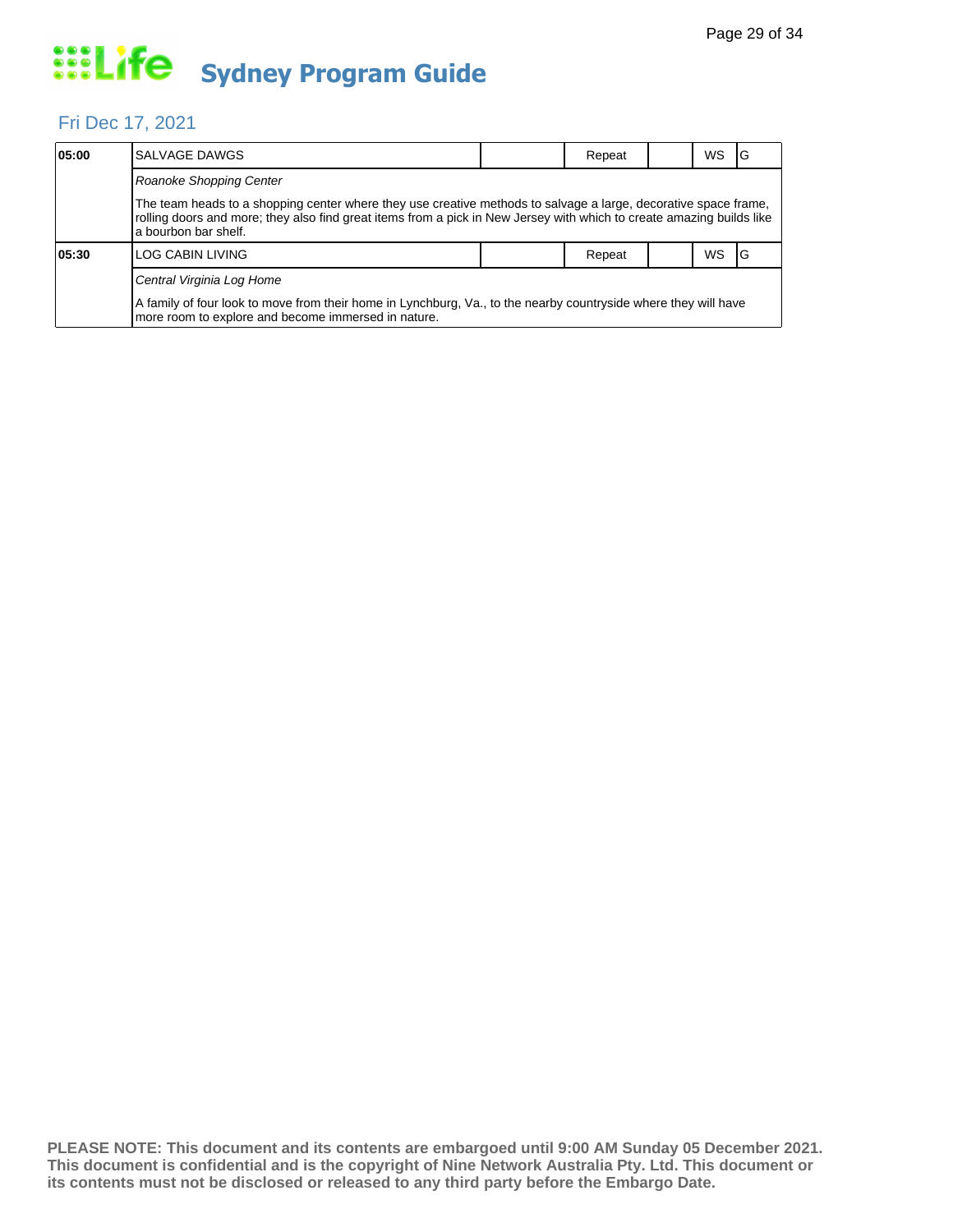# Life Sydney Program Guide

## Fri Dec 17, 2021

| Time | Program | | | | | |
|---|---|---|---|---|---|---|
| **05:00** | SALVAGE DAWGS | | Repeat | | WS | G |
| | *Roanoke Shopping Center*<br><br>The team heads to a shopping center where they use creative methods to salvage a large, decorative space frame, rolling doors and more; they also find great items from a pick in New Jersey with which to create amazing builds like a bourbon bar shelf. | | | | | |
| **05:30** | LOG CABIN LIVING | | Repeat | | WS | G |
| | *Central Virginia Log Home*<br><br>A family of four look to move from their home in Lynchburg, Va., to the nearby countryside where they will have more room to explore and become immersed in nature. | | | | | |

**PLEASE NOTE: This document and its contents are embargoed until 9:00 AM Sunday 05 December 2021. This document is confidential and is the copyright of Nine Network Australia Pty. Ltd. This document or its contents must not be disclosed or released to any third party before the Embargo Date.**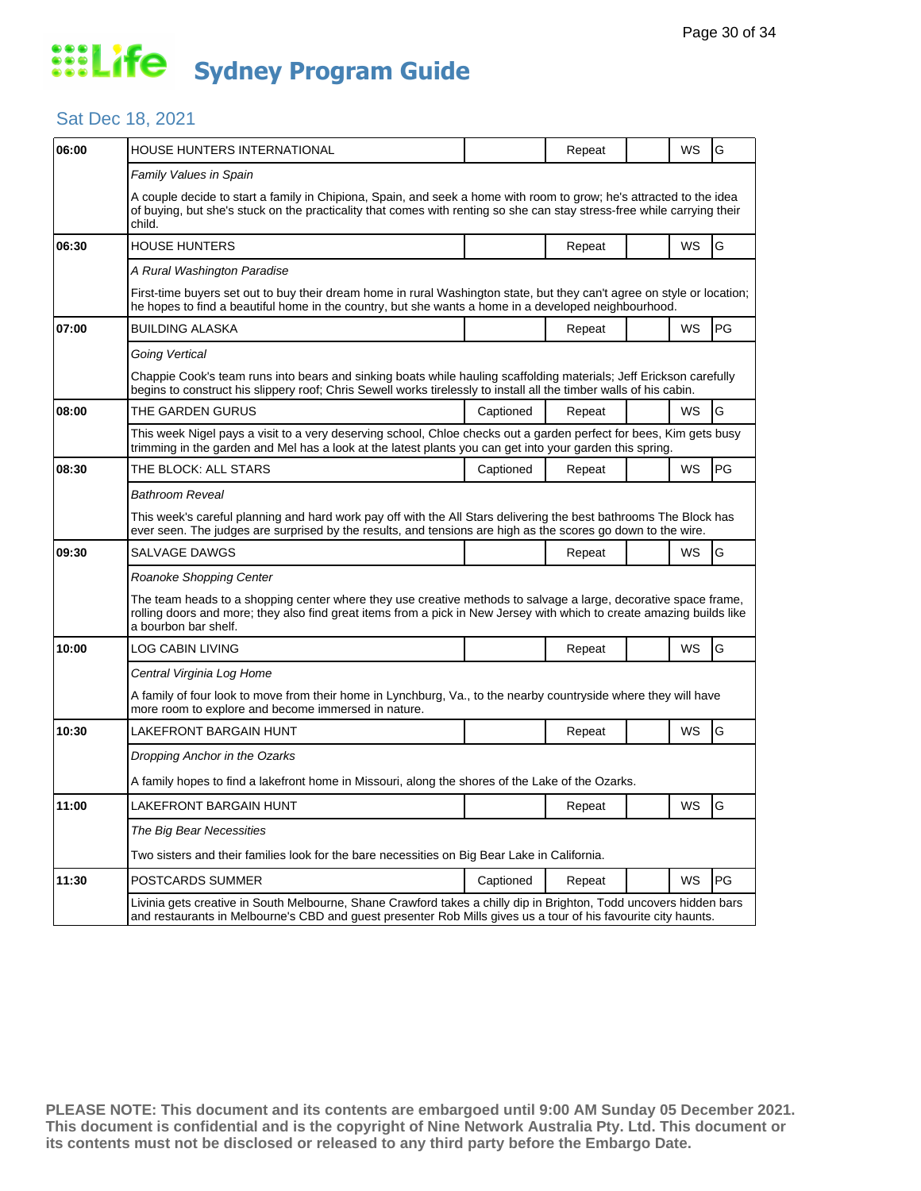# Life Sydney Program Guide

## Sat Dec 18, 2021

| Time | Program | Captioned | Repeat | | WS | Rating |
|---|---|---|---|---|---|---|
| 06:00 | HOUSE HUNTERS INTERNATIONAL | | Repeat | | WS | G |
| | *Family Values in Spain* | | | | | |
| | A couple decide to start a family in Chipiona, Spain, and seek a home with room to grow; he's attracted to the idea of buying, but she's stuck on the practicality that comes with renting so she can stay stress-free while carrying their child. | | | | | |
| 06:30 | HOUSE HUNTERS | | Repeat | | WS | G |
| | *A Rural Washington Paradise* | | | | | |
| | First-time buyers set out to buy their dream home in rural Washington state, but they can't agree on style or location; he hopes to find a beautiful home in the country, but she wants a home in a developed neighbourhood. | | | | | |
| 07:00 | BUILDING ALASKA | | Repeat | | WS | PG |
| | *Going Vertical* | | | | | |
| | Chappie Cook's team runs into bears and sinking boats while hauling scaffolding materials; Jeff Erickson carefully begins to construct his slippery roof; Chris Sewell works tirelessly to install all the timber walls of his cabin. | | | | | |
| 08:00 | THE GARDEN GURUS | Captioned | Repeat | | WS | G |
| | This week Nigel pays a visit to a very deserving school, Chloe checks out a garden perfect for bees, Kim gets busy trimming in the garden and Mel has a look at the latest plants you can get into your garden this spring. | | | | | |
| 08:30 | THE BLOCK: ALL STARS | Captioned | Repeat | | WS | PG |
| | *Bathroom Reveal* | | | | | |
| | This week's careful planning and hard work pay off with the All Stars delivering the best bathrooms The Block has ever seen. The judges are surprised by the results, and tensions are high as the scores go down to the wire. | | | | | |
| 09:30 | SALVAGE DAWGS | | Repeat | | WS | G |
| | *Roanoke Shopping Center* | | | | | |
| | The team heads to a shopping center where they use creative methods to salvage a large, decorative space frame, rolling doors and more; they also find great items from a pick in New Jersey with which to create amazing builds like a bourbon bar shelf. | | | | | |
| 10:00 | LOG CABIN LIVING | | Repeat | | WS | G |
| | *Central Virginia Log Home* | | | | | |
| | A family of four look to move from their home in Lynchburg, Va., to the nearby countryside where they will have more room to explore and become immersed in nature. | | | | | |
| 10:30 | LAKEFRONT BARGAIN HUNT | | Repeat | | WS | G |
| | *Dropping Anchor in the Ozarks* | | | | | |
| | A family hopes to find a lakefront home in Missouri, along the shores of the Lake of the Ozarks. | | | | | |
| 11:00 | LAKEFRONT BARGAIN HUNT | | Repeat | | WS | G |
| | *The Big Bear Necessities* | | | | | |
| | Two sisters and their families look for the bare necessities on Big Bear Lake in California. | | | | | |
| 11:30 | POSTCARDS SUMMER | Captioned | Repeat | | WS | PG |
| | Livinia gets creative in South Melbourne, Shane Crawford takes a chilly dip in Brighton, Todd uncovers hidden bars and restaurants in Melbourne's CBD and guest presenter Rob Mills gives us a tour of his favourite city haunts. | | | | | |

**PLEASE NOTE: This document and its contents are embargoed until 9:00 AM Sunday 05 December 2021. This document is confidential and is the copyright of Nine Network Australia Pty. Ltd. This document or its contents must not be disclosed or released to any third party before the Embargo Date.**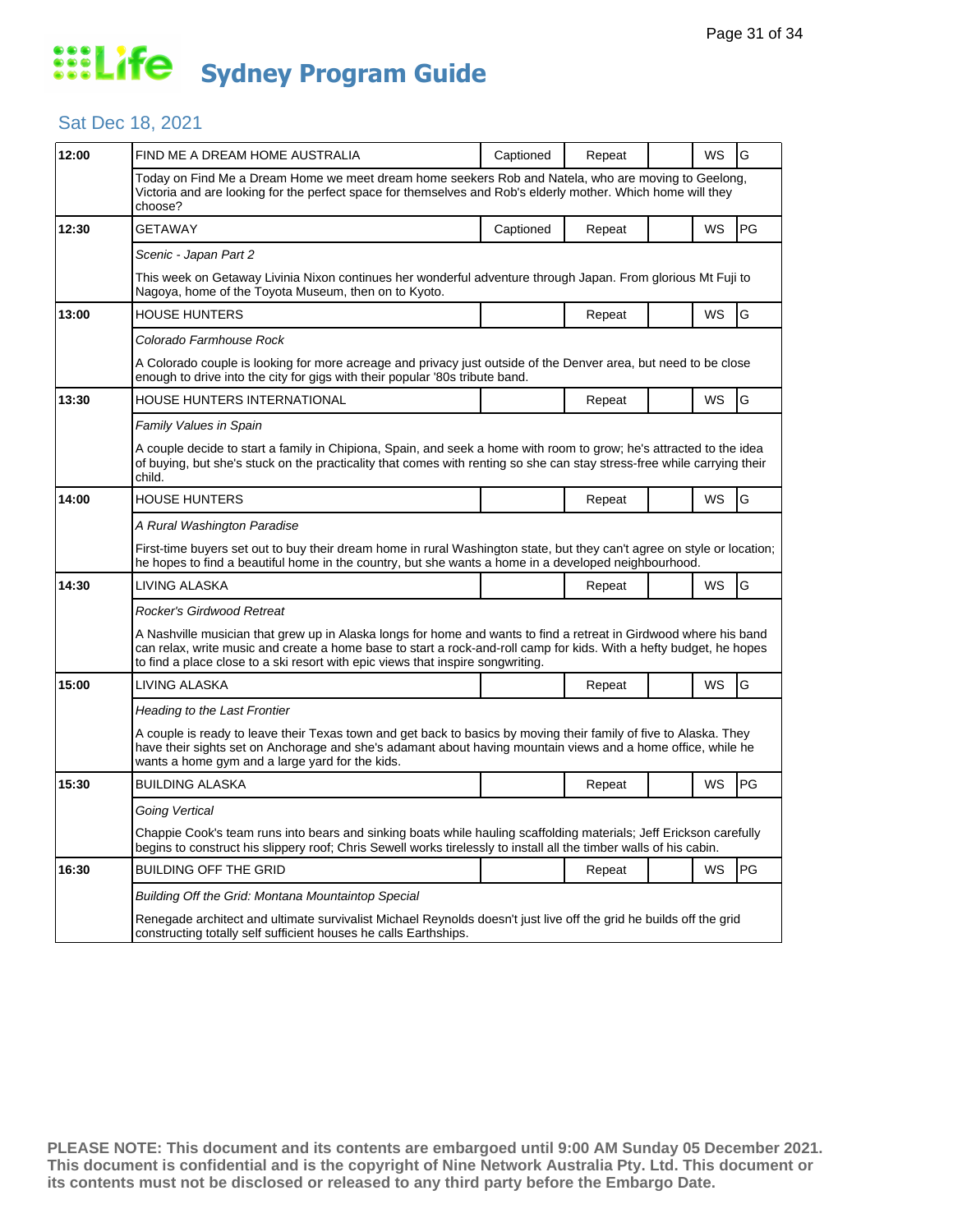# Life Sydney Program Guide

## Sat Dec 18, 2021

| Time | Program | Captioned | Repeat | | WS | Rating |
|---|---|---|---|---|---|---|
| 12:00 | FIND ME A DREAM HOME AUSTRALIA | Captioned | Repeat | | WS | G |
| | Today on Find Me a Dream Home we meet dream home seekers Rob and Natela, who are moving to Geelong, Victoria and are looking for the perfect space for themselves and Rob's elderly mother. Which home will they choose? | | | | | |
| 12:30 | GETAWAY | Captioned | Repeat | | WS | PG |
| | *Scenic - Japan Part 2* | | | | | |
| | This week on Getaway Livinia Nixon continues her wonderful adventure through Japan. From glorious Mt Fuji to Nagoya, home of the Toyota Museum, then on to Kyoto. | | | | | |
| 13:00 | HOUSE HUNTERS | | Repeat | | WS | G |
| | *Colorado Farmhouse Rock* | | | | | |
| | A Colorado couple is looking for more acreage and privacy just outside of the Denver area, but need to be close enough to drive into the city for gigs with their popular '80s tribute band. | | | | | |
| 13:30 | HOUSE HUNTERS INTERNATIONAL | | Repeat | | WS | G |
| | *Family Values in Spain* | | | | | |
| | A couple decide to start a family in Chipiona, Spain, and seek a home with room to grow; he's attracted to the idea of buying, but she's stuck on the practicality that comes with renting so she can stay stress-free while carrying their child. | | | | | |
| 14:00 | HOUSE HUNTERS | | Repeat | | WS | G |
| | *A Rural Washington Paradise* | | | | | |
| | First-time buyers set out to buy their dream home in rural Washington state, but they can't agree on style or location; he hopes to find a beautiful home in the country, but she wants a home in a developed neighbourhood. | | | | | |
| 14:30 | LIVING ALASKA | | Repeat | | WS | G |
| | *Rocker's Girdwood Retreat* | | | | | |
| | A Nashville musician that grew up in Alaska longs for home and wants to find a retreat in Girdwood where his band can relax, write music and create a home base to start a rock-and-roll camp for kids. With a hefty budget, he hopes to find a place close to a ski resort with epic views that inspire songwriting. | | | | | |
| 15:00 | LIVING ALASKA | | Repeat | | WS | G |
| | *Heading to the Last Frontier* | | | | | |
| | A couple is ready to leave their Texas town and get back to basics by moving their family of five to Alaska. They have their sights set on Anchorage and she's adamant about having mountain views and a home office, while he wants a home gym and a large yard for the kids. | | | | | |
| 15:30 | BUILDING ALASKA | | Repeat | | WS | PG |
| | *Going Vertical* | | | | | |
| | Chappie Cook's team runs into bears and sinking boats while hauling scaffolding materials; Jeff Erickson carefully begins to construct his slippery roof; Chris Sewell works tirelessly to install all the timber walls of his cabin. | | | | | |
| 16:30 | BUILDING OFF THE GRID | | Repeat | | WS | PG |
| | *Building Off the Grid: Montana Mountaintop Special* | | | | | |
| | Renegade architect and ultimate survivalist Michael Reynolds doesn't just live off the grid he builds off the grid constructing totally self sufficient houses he calls Earthships. | | | | | |

**PLEASE NOTE: This document and its contents are embargoed until 9:00 AM Sunday 05 December 2021. This document is confidential and is the copyright of Nine Network Australia Pty. Ltd. This document or its contents must not be disclosed or released to any third party before the Embargo Date.**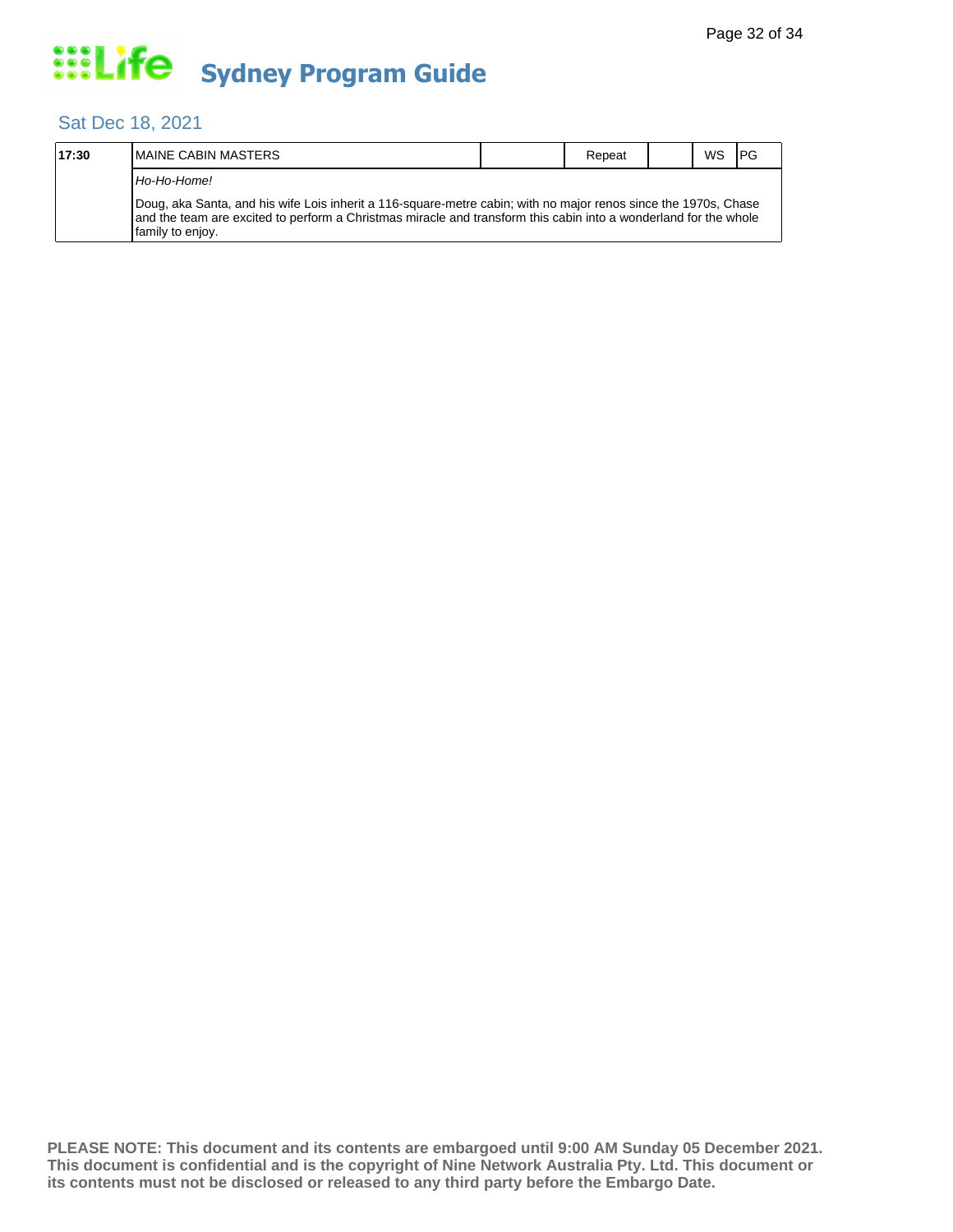# Sydney Program Guide

## Sat Dec 18, 2021

| 17:30 | MAINE CABIN MASTERS | | Repeat | | WS | PG |
|---|---|---|---|---|---|---|
| | *Ho-Ho-Home!* | | | | | |
| | Doug, aka Santa, and his wife Lois inherit a 116-square-metre cabin; with no major renos since the 1970s, Chase and the team are excited to perform a Christmas miracle and transform this cabin into a wonderland for the whole family to enjoy. | | | | | |

**PLEASE NOTE: This document and its contents are embargoed until 9:00 AM Sunday 05 December 2021. This document is confidential and is the copyright of Nine Network Australia Pty. Ltd. This document or its contents must not be disclosed or released to any third party before the Embargo Date.**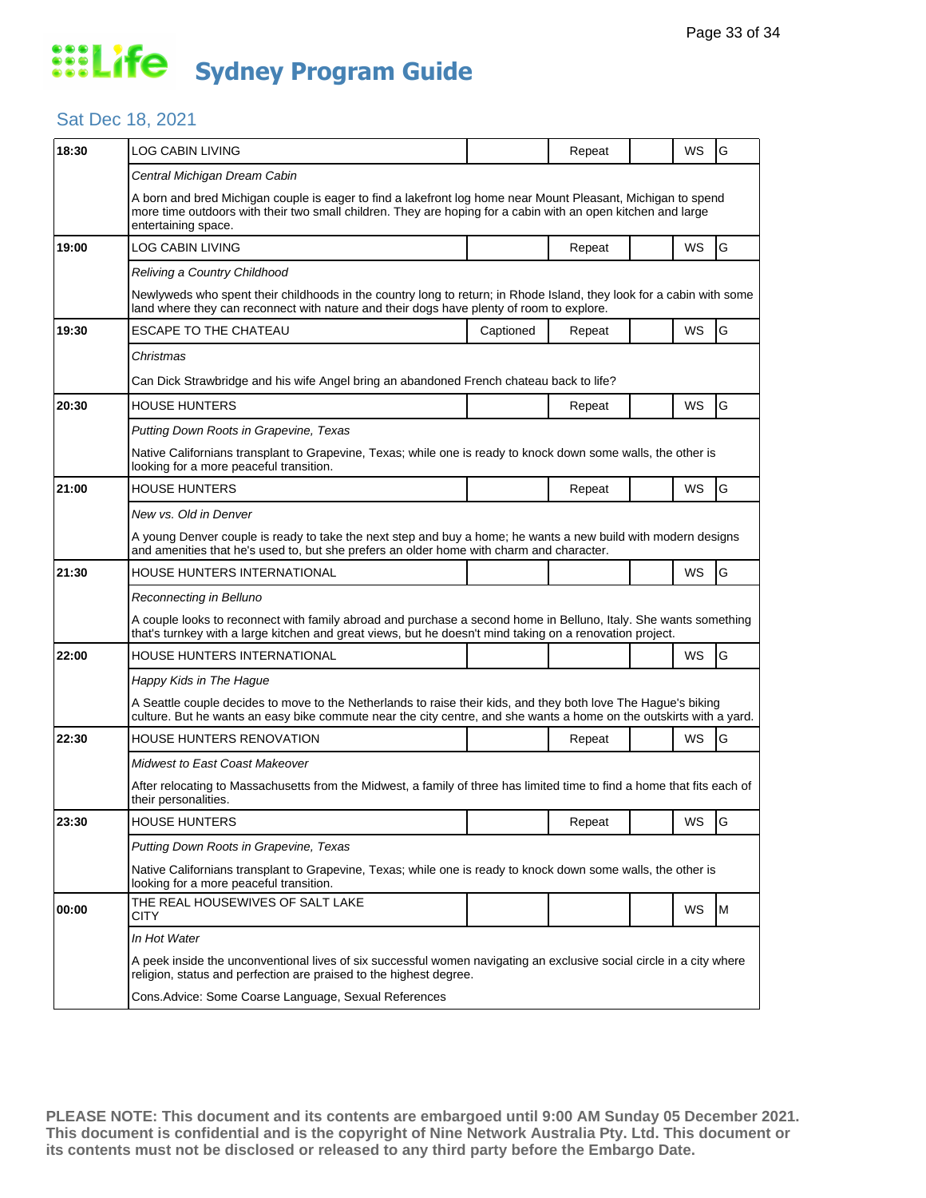# Life Sydney Program Guide

## Sat Dec 18, 2021

| Time | Program | Captioned | Repeat | | WS | Rating |
|---|---|---|---|---|---|---|
| 18:30 | LOG CABIN LIVING | | Repeat | | WS | G |
| | *Central Michigan Dream Cabin* | | | | | |
| | A born and bred Michigan couple is eager to find a lakefront log home near Mount Pleasant, Michigan to spend more time outdoors with their two small children. They are hoping for a cabin with an open kitchen and large entertaining space. | | | | | |
| 19:00 | LOG CABIN LIVING | | Repeat | | WS | G |
| | *Reliving a Country Childhood* | | | | | |
| | Newlyweds who spent their childhoods in the country long to return; in Rhode Island, they look for a cabin with some land where they can reconnect with nature and their dogs have plenty of room to explore. | | | | | |
| 19:30 | ESCAPE TO THE CHATEAU | Captioned | Repeat | | WS | G |
| | *Christmas* | | | | | |
| | Can Dick Strawbridge and his wife Angel bring an abandoned French chateau back to life? | | | | | |
| 20:30 | HOUSE HUNTERS | | Repeat | | WS | G |
| | *Putting Down Roots in Grapevine, Texas* | | | | | |
| | Native Californians transplant to Grapevine, Texas; while one is ready to knock down some walls, the other is looking for a more peaceful transition. | | | | | |
| 21:00 | HOUSE HUNTERS | | Repeat | | WS | G |
| | *New vs. Old in Denver* | | | | | |
| | A young Denver couple is ready to take the next step and buy a home; he wants a new build with modern designs and amenities that he's used to, but she prefers an older home with charm and character. | | | | | |
| 21:30 | HOUSE HUNTERS INTERNATIONAL | | | | WS | G |
| | *Reconnecting in Belluno* | | | | | |
| | A couple looks to reconnect with family abroad and purchase a second home in Belluno, Italy. She wants something that's turnkey with a large kitchen and great views, but he doesn't mind taking on a renovation project. | | | | | |
| 22:00 | HOUSE HUNTERS INTERNATIONAL | | | | WS | G |
| | *Happy Kids in The Hague* | | | | | |
| | A Seattle couple decides to move to the Netherlands to raise their kids, and they both love The Hague's biking culture. But he wants an easy bike commute near the city centre, and she wants a home on the outskirts with a yard. | | | | | |
| 22:30 | HOUSE HUNTERS RENOVATION | | Repeat | | WS | G |
| | *Midwest to East Coast Makeover* | | | | | |
| | After relocating to Massachusetts from the Midwest, a family of three has limited time to find a home that fits each of their personalities. | | | | | |
| 23:30 | HOUSE HUNTERS | | Repeat | | WS | G |
| | *Putting Down Roots in Grapevine, Texas* | | | | | |
| | Native Californians transplant to Grapevine, Texas; while one is ready to knock down some walls, the other is looking for a more peaceful transition. | | | | | |
| 00:00 | THE REAL HOUSEWIVES OF SALT LAKE CITY | | | | WS | M |
| | *In Hot Water* | | | | | |
| | A peek inside the unconventional lives of six successful women navigating an exclusive social circle in a city where religion, status and perfection are praised to the highest degree. | | | | | |
| | Cons.Advice: Some Coarse Language, Sexual References | | | | | |

**PLEASE NOTE: This document and its contents are embargoed until 9:00 AM Sunday 05 December 2021. This document is confidential and is the copyright of Nine Network Australia Pty. Ltd. This document or its contents must not be disclosed or released to any third party before the Embargo Date.**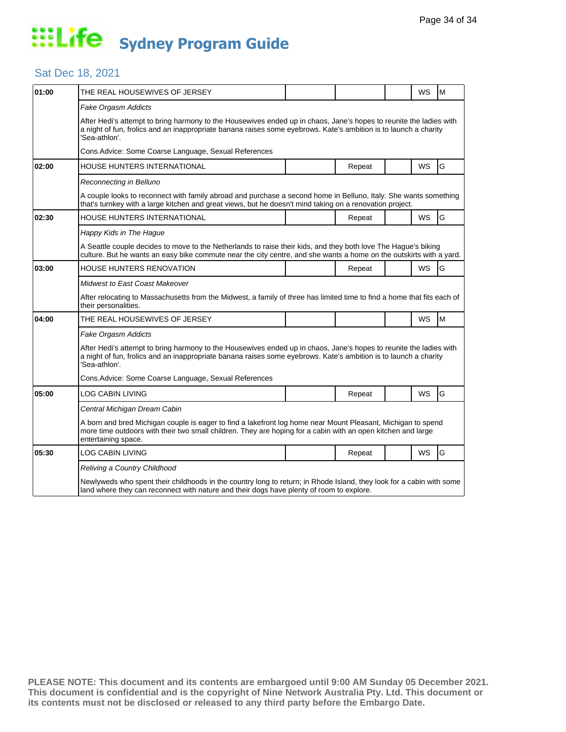# Life Sydney Program Guide

## Sat Dec 18, 2021

| | | | | | | |
|---|---|---|---|---|---|---|
| 01:00 | THE REAL HOUSEWIVES OF JERSEY | | | | WS | M |
| | *Fake Orgasm Addicts* | | | | | |
| | After Hedi's attempt to bring harmony to the Housewives ended up in chaos, Jane's hopes to reunite the ladies with a night of fun, frolics and an inappropriate banana raises some eyebrows. Kate's ambition is to launch a charity 'Sea-athlon'. | | | | | |
| | Cons.Advice: Some Coarse Language, Sexual References | | | | | |
| 02:00 | HOUSE HUNTERS INTERNATIONAL | | Repeat | | WS | G |
| | *Reconnecting in Belluno* | | | | | |
| | A couple looks to reconnect with family abroad and purchase a second home in Belluno, Italy. She wants something that's turnkey with a large kitchen and great views, but he doesn't mind taking on a renovation project. | | | | | |
| 02:30 | HOUSE HUNTERS INTERNATIONAL | | Repeat | | WS | G |
| | *Happy Kids in The Hague* | | | | | |
| | A Seattle couple decides to move to the Netherlands to raise their kids, and they both love The Hague's biking culture. But he wants an easy bike commute near the city centre, and she wants a home on the outskirts with a yard. | | | | | |
| 03:00 | HOUSE HUNTERS RENOVATION | | Repeat | | WS | G |
| | *Midwest to East Coast Makeover* | | | | | |
| | After relocating to Massachusetts from the Midwest, a family of three has limited time to find a home that fits each of their personalities. | | | | | |
| 04:00 | THE REAL HOUSEWIVES OF JERSEY | | | | WS | M |
| | *Fake Orgasm Addicts* | | | | | |
| | After Hedi's attempt to bring harmony to the Housewives ended up in chaos, Jane's hopes to reunite the ladies with a night of fun, frolics and an inappropriate banana raises some eyebrows. Kate's ambition is to launch a charity 'Sea-athlon'. | | | | | |
| | Cons.Advice: Some Coarse Language, Sexual References | | | | | |
| 05:00 | LOG CABIN LIVING | | Repeat | | WS | G |
| | *Central Michigan Dream Cabin* | | | | | |
| | A born and bred Michigan couple is eager to find a lakefront log home near Mount Pleasant, Michigan to spend more time outdoors with their two small children. They are hoping for a cabin with an open kitchen and large entertaining space. | | | | | |
| 05:30 | LOG CABIN LIVING | | Repeat | | WS | G |
| | *Reliving a Country Childhood* | | | | | |
| | Newlyweds who spent their childhoods in the country long to return; in Rhode Island, they look for a cabin with some land where they can reconnect with nature and their dogs have plenty of room to explore. | | | | | |

**PLEASE NOTE: This document and its contents are embargoed until 9:00 AM Sunday 05 December 2021. This document is confidential and is the copyright of Nine Network Australia Pty. Ltd. This document or its contents must not be disclosed or released to any third party before the Embargo Date.**